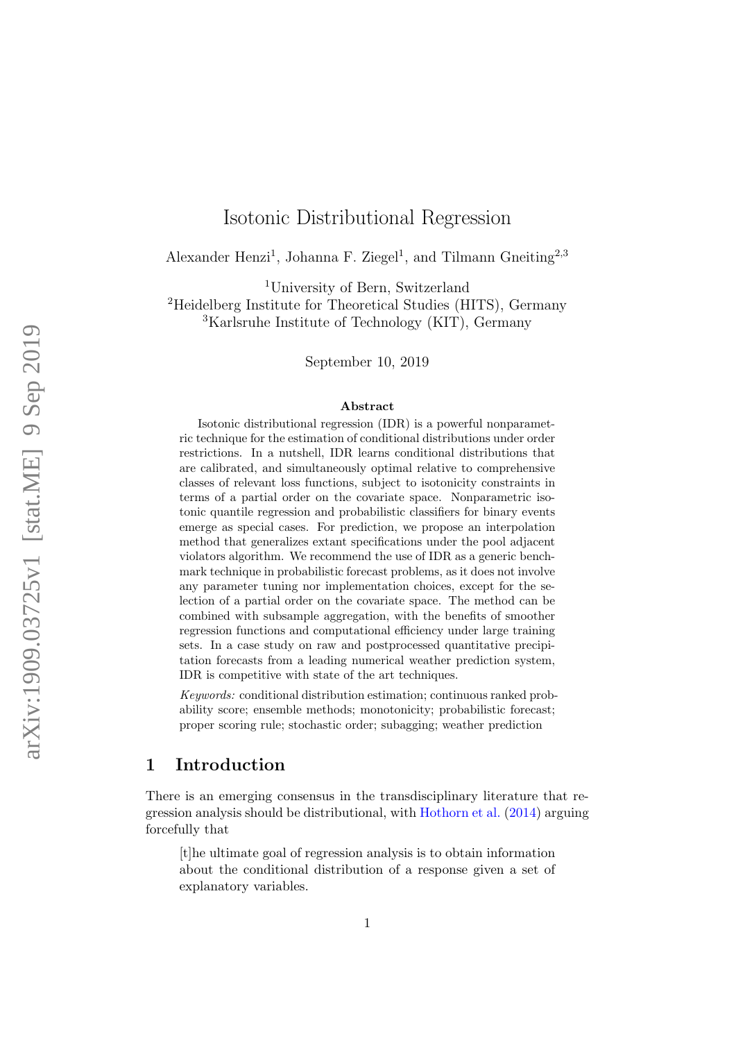# Isotonic Distributional Regression

Alexander Henzi[1], Johanna F. Ziegel[1], and Tilmann Gneiting[2,3]

[1]University of Bern, Switzerland
[2]Heidelberg Institute for Theoretical Studies (HITS), Germany
[3]Karlsruhe Institute of Technology (KIT), Germany

September 10, 2019

### Abstract

Isotonic distributional regression (IDR) is a powerful nonparametric technique for the estimation of conditional distributions under order restrictions. In a nutshell, IDR learns conditional distributions that are calibrated, and simultaneously optimal relative to comprehensive classes of relevant loss functions, subject to isotonicity constraints in terms of a partial order on the covariate space. Nonparametric isotonic quantile regression and probabilistic classifiers for binary events emerge as special cases. For prediction, we propose an interpolation method that generalizes extant specifications under the pool adjacent violators algorithm. We recommend the use of IDR as a generic benchmark technique in probabilistic forecast problems, as it does not involve any parameter tuning nor implementation choices, except for the selection of a partial order on the covariate space. The method can be combined with subsample aggregation, with the benefits of smoother regression functions and computational efficiency under large training sets. In a case study on raw and postprocessed quantitative precipitation forecasts from a leading numerical weather prediction system, IDR is competitive with state of the art techniques.

*Keywords:* conditional distribution estimation; continuous ranked probability score; ensemble methods; monotonicity; probabilistic forecast; proper scoring rule; stochastic order; subagging; weather prediction

## 1 Introduction

There is an emerging consensus in the transdisciplinary literature that regression analysis should be distributional, with Hothorn et al. (2014) arguing forcefully that

> [t]he ultimate goal of regression analysis is to obtain information about the conditional distribution of a response given a set of explanatory variables.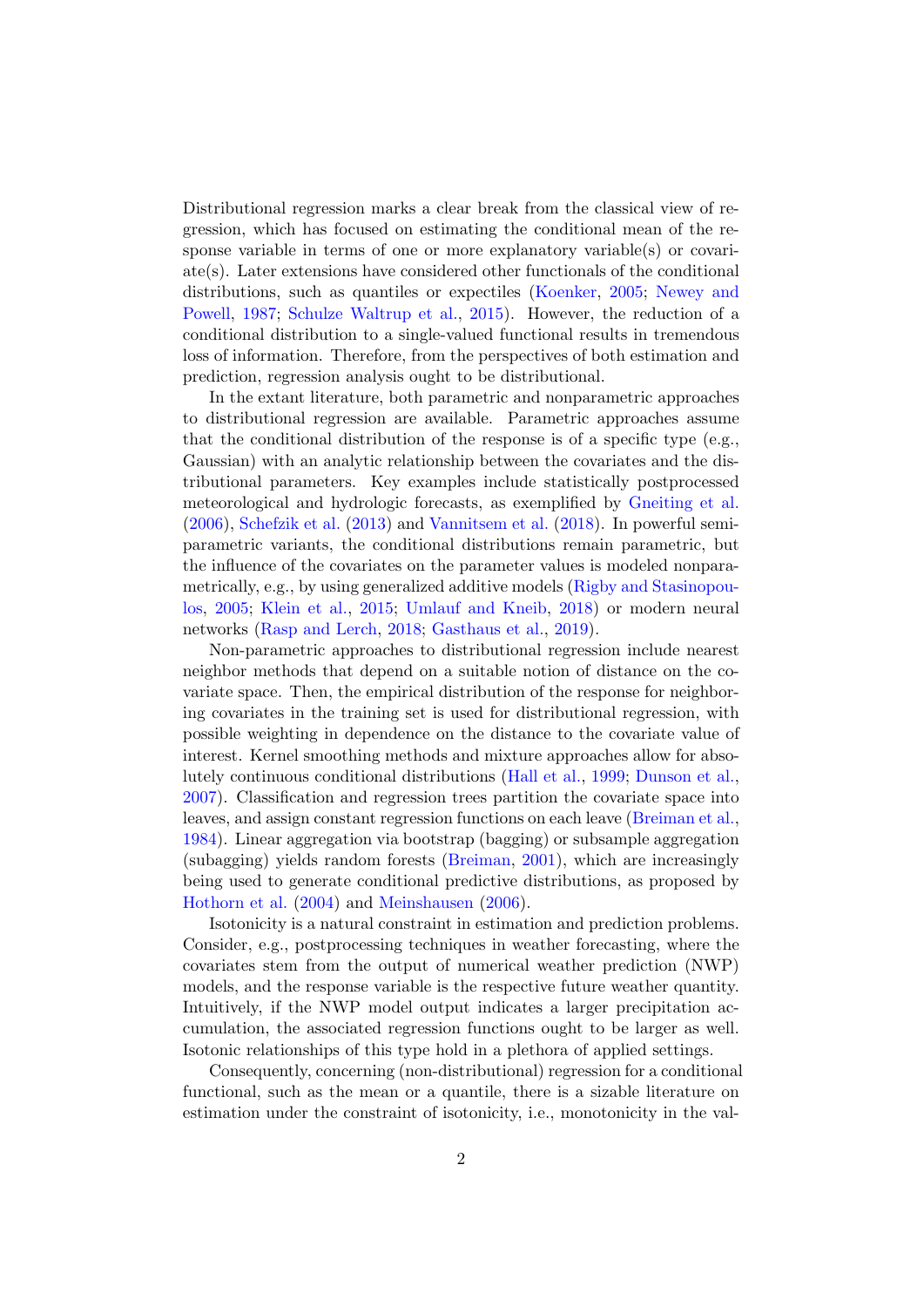Distributional regression marks a clear break from the classical view of regression, which has focused on estimating the conditional mean of the response variable in terms of one or more explanatory variable(s) or covariate(s). Later extensions have considered other functionals of the conditional distributions, such as quantiles or expectiles (Koenker, 2005; Newey and Powell, 1987; Schulze Waltrup et al., 2015). However, the reduction of a conditional distribution to a single-valued functional results in tremendous loss of information. Therefore, from the perspectives of both estimation and prediction, regression analysis ought to be distributional.

In the extant literature, both parametric and nonparametric approaches to distributional regression are available. Parametric approaches assume that the conditional distribution of the response is of a specific type (e.g., Gaussian) with an analytic relationship between the covariates and the distributional parameters. Key examples include statistically postprocessed meteorological and hydrologic forecasts, as exemplified by Gneiting et al. (2006), Schefzik et al. (2013) and Vannitsem et al. (2018). In powerful semiparametric variants, the conditional distributions remain parametric, but the influence of the covariates on the parameter values is modeled nonparametrically, e.g., by using generalized additive models (Rigby and Stasinopoulos, 2005; Klein et al., 2015; Umlauf and Kneib, 2018) or modern neural networks (Rasp and Lerch, 2018; Gasthaus et al., 2019).

Non-parametric approaches to distributional regression include nearest neighbor methods that depend on a suitable notion of distance on the covariate space. Then, the empirical distribution of the response for neighboring covariates in the training set is used for distributional regression, with possible weighting in dependence on the distance to the covariate value of interest. Kernel smoothing methods and mixture approaches allow for absolutely continuous conditional distributions (Hall et al., 1999; Dunson et al., 2007). Classification and regression trees partition the covariate space into leaves, and assign constant regression functions on each leave (Breiman et al., 1984). Linear aggregation via bootstrap (bagging) or subsample aggregation (subagging) yields random forests (Breiman, 2001), which are increasingly being used to generate conditional predictive distributions, as proposed by Hothorn et al. (2004) and Meinshausen (2006).

Isotonicity is a natural constraint in estimation and prediction problems. Consider, e.g., postprocessing techniques in weather forecasting, where the covariates stem from the output of numerical weather prediction (NWP) models, and the response variable is the respective future weather quantity. Intuitively, if the NWP model output indicates a larger precipitation accumulation, the associated regression functions ought to be larger as well. Isotonic relationships of this type hold in a plethora of applied settings.

Consequently, concerning (non-distributional) regression for a conditional functional, such as the mean or a quantile, there is a sizable literature on estimation under the constraint of isotonicity, i.e., monotonicity in the val-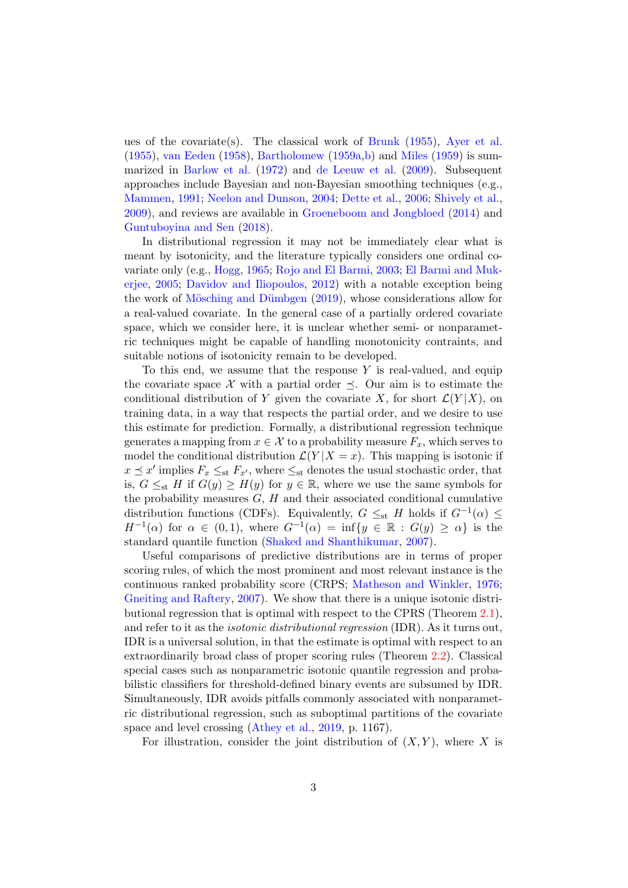ues of the covariate(s). The classical work of Brunk (1955), Ayer et al. (1955), van Eeden (1958), Bartholomew (1959a,b) and Miles (1959) is summarized in Barlow et al. (1972) and de Leeuw et al. (2009). Subsequent approaches include Bayesian and non-Bayesian smoothing techniques (e.g., Mammen, 1991; Neelon and Dunson, 2004; Dette et al., 2006; Shively et al., 2009), and reviews are available in Groeneboom and Jongbloed (2014) and Guntuboyina and Sen (2018).

In distributional regression it may not be immediately clear what is meant by isotonicity, and the literature typically considers one ordinal covariate only (e.g., Hogg, 1965; Rojo and El Barmi, 2003; El Barmi and Mukerjee, 2005; Davidov and Iliopoulos, 2012) with a notable exception being the work of Mösching and Dümbgen (2019), whose considerations allow for a real-valued covariate. In the general case of a partially ordered covariate space, which we consider here, it is unclear whether semi- or nonparametric techniques might be capable of handling monotonicity contraints, and suitable notions of isotonicity remain to be developed.

To this end, we assume that the response $Y$ is real-valued, and equip the covariate space $\mathcal{X}$ with a partial order $\preceq$. Our aim is to estimate the conditional distribution of $Y$ given the covariate $X$, for short $\mathcal{L}(Y|X)$, on training data, in a way that respects the partial order, and we desire to use this estimate for prediction. Formally, a distributional regression technique generates a mapping from $x \in \mathcal{X}$ to a probability measure $F_x$, which serves to model the conditional distribution $\mathcal{L}(Y|X = x)$. This mapping is isotonic if $x \preceq x'$ implies $F_x \leq_{\text{st}} F_{x'}$, where $\leq_{\text{st}}$ denotes the usual stochastic order, that is, $G \leq_{\text{st}} H$ if $G(y) \geq H(y)$ for $y \in \mathbb{R}$, where we use the same symbols for the probability measures $G$, $H$ and their associated conditional cumulative distribution functions (CDFs). Equivalently, $G \leq_{\text{st}} H$ holds if $G^{-1}(\alpha) \leq H^{-1}(\alpha)$ for $\alpha \in (0, 1)$, where $G^{-1}(\alpha) = \inf\{y \in \mathbb{R} : G(y) \geq \alpha\}$ is the standard quantile function (Shaked and Shanthikumar, 2007).

Useful comparisons of predictive distributions are in terms of proper scoring rules, of which the most prominent and most relevant instance is the continuous ranked probability score (CRPS; Matheson and Winkler, 1976; Gneiting and Raftery, 2007). We show that there is a unique isotonic distributional regression that is optimal with respect to the CPRS (Theorem 2.1), and refer to it as the *isotonic distributional regression* (IDR). As it turns out, IDR is a universal solution, in that the estimate is optimal with respect to an extraordinarily broad class of proper scoring rules (Theorem 2.2). Classical special cases such as nonparametric isotonic quantile regression and probabilistic classifiers for threshold-defined binary events are subsumed by IDR. Simultaneously, IDR avoids pitfalls commonly associated with nonparametric distributional regression, such as suboptimal partitions of the covariate space and level crossing (Athey et al., 2019, p. 1167).

For illustration, consider the joint distribution of $(X, Y)$, where $X$ is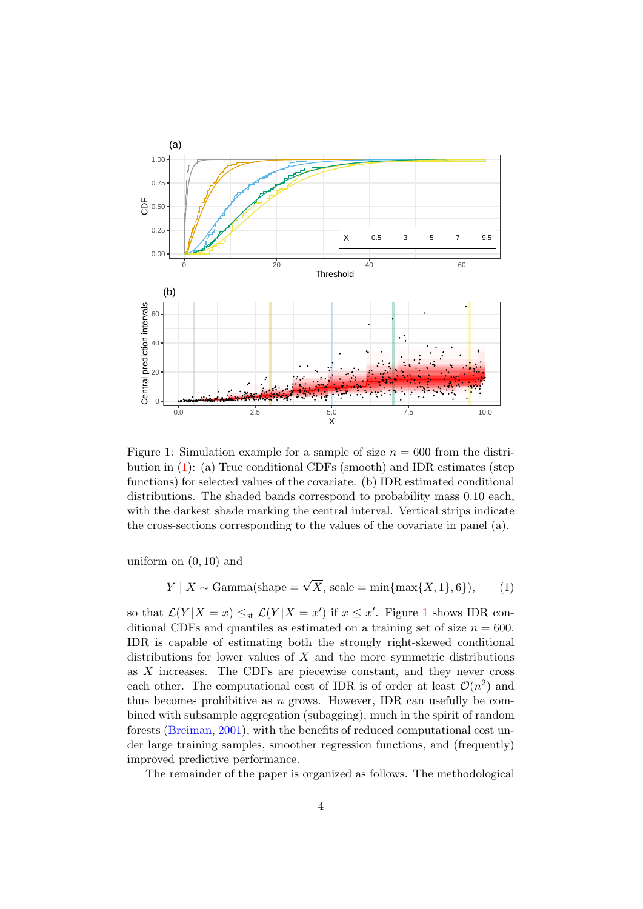Figure 1: Simulation example for a sample of size $n = 600$ from the distribution in (1): (a) True conditional CDFs (smooth) and IDR estimates (step functions) for selected values of the covariate. (b) IDR estimated conditional distributions. The shaded bands correspond to probability mass 0.10 each, with the darkest shade marking the central interval. Vertical strips indicate the cross-sections corresponding to the values of the covariate in panel (a).

uniform on $(0, 10)$ and

$$Y \mid X \sim \text{Gamma}(\text{shape} = \sqrt{X}, \text{ scale} = \min\{\max\{X, 1\}, 6\}), \tag{1}$$

so that $\mathcal{L}(Y|X = x) \leq_{\text{st}} \mathcal{L}(Y|X = x')$ if $x \leq x'$. Figure 1 shows IDR conditional CDFs and quantiles as estimated on a training set of size $n = 600$. IDR is capable of estimating both the strongly right-skewed conditional distributions for lower values of $X$ and the more symmetric distributions as $X$ increases. The CDFs are piecewise constant, and they never cross each other. The computational cost of IDR is of order at least $\mathcal{O}(n^2)$ and thus becomes prohibitive as $n$ grows. However, IDR can usefully be combined with subsample aggregation (subagging), much in the spirit of random forests (Breiman, 2001), with the benefits of reduced computational cost under large training samples, smoother regression functions, and (frequently) improved predictive performance.

The remainder of the paper is organized as follows. The methodological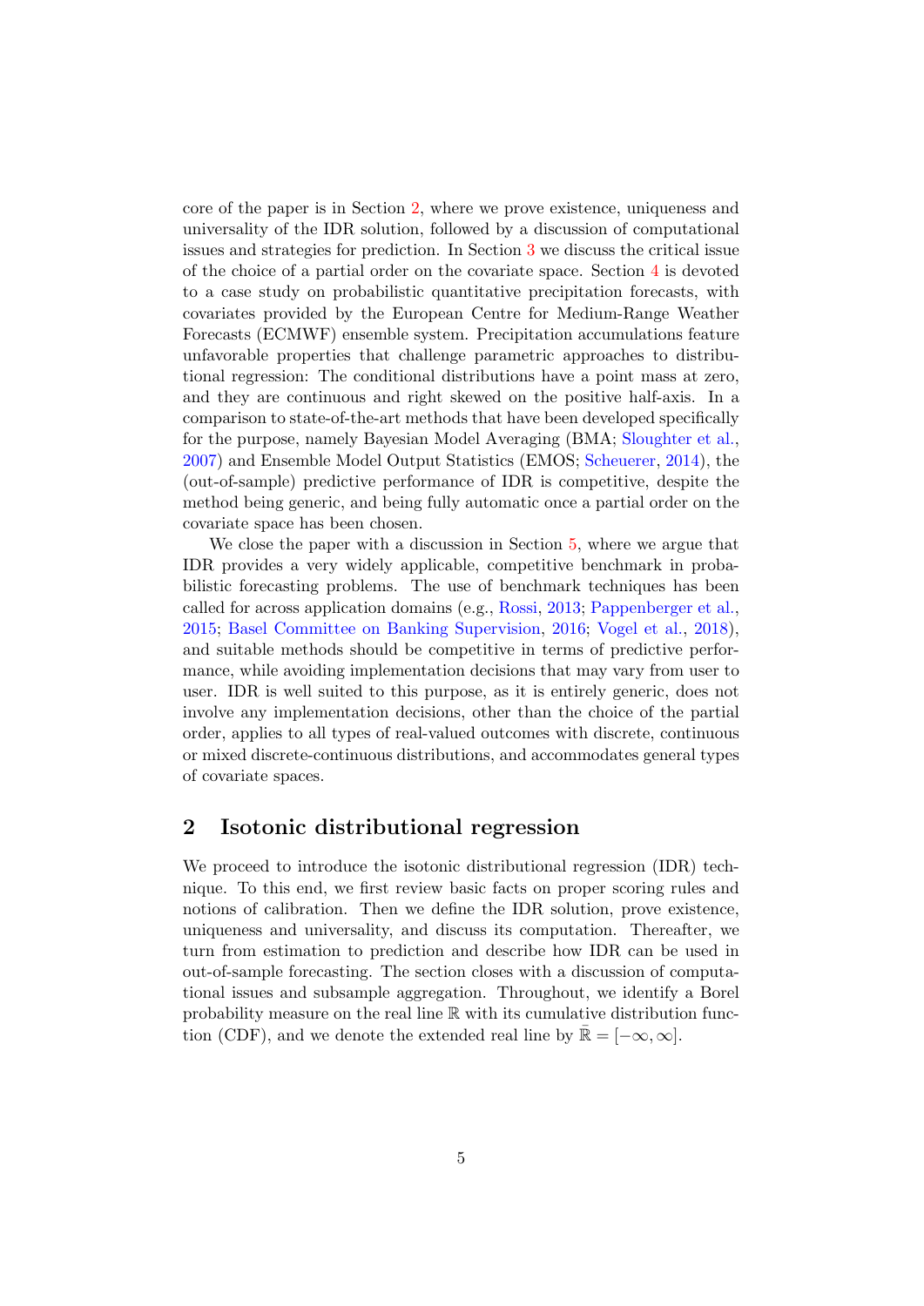core of the paper is in Section 2, where we prove existence, uniqueness and universality of the IDR solution, followed by a discussion of computational issues and strategies for prediction. In Section 3 we discuss the critical issue of the choice of a partial order on the covariate space. Section 4 is devoted to a case study on probabilistic quantitative precipitation forecasts, with covariates provided by the European Centre for Medium-Range Weather Forecasts (ECMWF) ensemble system. Precipitation accumulations feature unfavorable properties that challenge parametric approaches to distributional regression: The conditional distributions have a point mass at zero, and they are continuous and right skewed on the positive half-axis. In a comparison to state-of-the-art methods that have been developed specifically for the purpose, namely Bayesian Model Averaging (BMA; Sloughter et al., 2007) and Ensemble Model Output Statistics (EMOS; Scheuerer, 2014), the (out-of-sample) predictive performance of IDR is competitive, despite the method being generic, and being fully automatic once a partial order on the covariate space has been chosen.

We close the paper with a discussion in Section 5, where we argue that IDR provides a very widely applicable, competitive benchmark in probabilistic forecasting problems. The use of benchmark techniques has been called for across application domains (e.g., Rossi, 2013; Pappenberger et al., 2015; Basel Committee on Banking Supervision, 2016; Vogel et al., 2018), and suitable methods should be competitive in terms of predictive performance, while avoiding implementation decisions that may vary from user to user. IDR is well suited to this purpose, as it is entirely generic, does not involve any implementation decisions, other than the choice of the partial order, applies to all types of real-valued outcomes with discrete, continuous or mixed discrete-continuous distributions, and accommodates general types of covariate spaces.

## 2 Isotonic distributional regression

We proceed to introduce the isotonic distributional regression (IDR) technique. To this end, we first review basic facts on proper scoring rules and notions of calibration. Then we define the IDR solution, prove existence, uniqueness and universality, and discuss its computation. Thereafter, we turn from estimation to prediction and describe how IDR can be used in out-of-sample forecasting. The section closes with a discussion of computational issues and subsample aggregation. Throughout, we identify a Borel probability measure on the real line $\mathbb{R}$ with its cumulative distribution function (CDF), and we denote the extended real line by $\bar{\mathbb{R}} = [-\infty, \infty]$.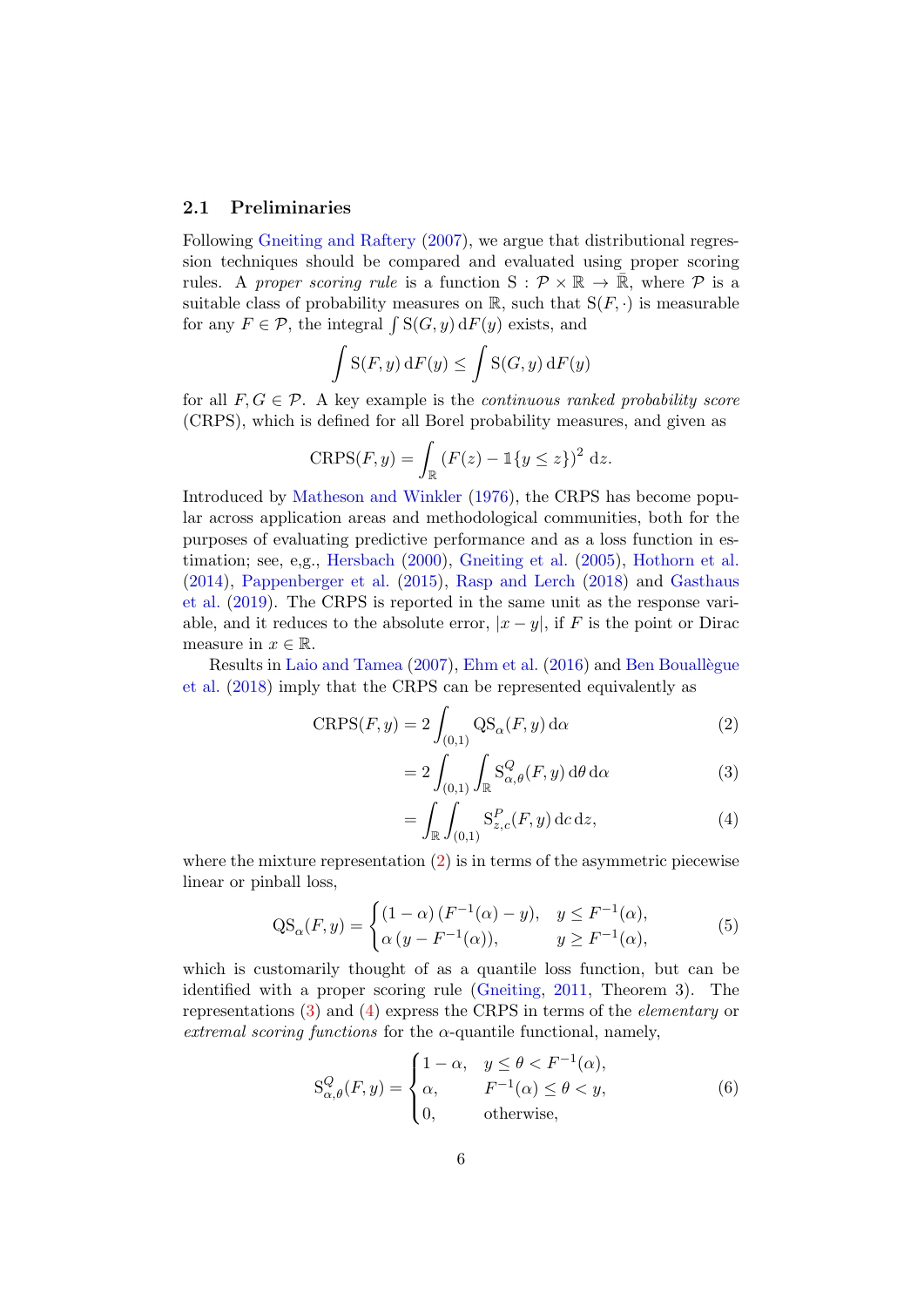### 2.1 Preliminaries

Following Gneiting and Raftery (2007), we argue that distributional regression techniques should be compared and evaluated using proper scoring rules. A *proper scoring rule* is a function $\mathrm{S} : \mathcal{P} \times \mathbb{R} \to \bar{\mathbb{R}}$, where $\mathcal{P}$ is a suitable class of probability measures on $\mathbb{R}$, such that $\mathrm{S}(F, \cdot)$ is measurable for any $F \in \mathcal{P}$, the integral $\int \mathrm{S}(G, y) \, \mathrm{d}F(y)$ exists, and

$$\int \mathrm{S}(F, y) \, \mathrm{d}F(y) \le \int \mathrm{S}(G, y) \, \mathrm{d}F(y)$$

for all $F, G \in \mathcal{P}$. A key example is the *continuous ranked probability score* (CRPS), which is defined for all Borel probability measures, and given as

$$\mathrm{CRPS}(F, y) = \int_{\mathbb{R}} (F(z) - \mathbb{1}\{y \le z\})^2 \, \mathrm{d}z.$$

Introduced by Matheson and Winkler (1976), the CRPS has become popular across application areas and methodological communities, both for the purposes of evaluating predictive performance and as a loss function in estimation; see, e,g., Hersbach (2000), Gneiting et al. (2005), Hothorn et al. (2014), Pappenberger et al. (2015), Rasp and Lerch (2018) and Gasthaus et al. (2019). The CRPS is reported in the same unit as the response variable, and it reduces to the absolute error, $|x - y|$, if $F$ is the point or Dirac measure in $x \in \mathbb{R}$.

Results in Laio and Tamea (2007), Ehm et al. (2016) and Ben Bouallègue et al. (2018) imply that the CRPS can be represented equivalently as

$$\mathrm{CRPS}(F, y) = 2 \int_{(0,1)} \mathrm{QS}_\alpha(F, y) \, \mathrm{d}\alpha \tag{2}$$

$$= 2 \int_{(0,1)} \int_{\mathbb{R}} \mathrm{S}^Q_{\alpha,\theta}(F, y) \, \mathrm{d}\theta \, \mathrm{d}\alpha \tag{3}$$

$$= \int_{\mathbb{R}} \int_{(0,1)} \mathrm{S}^P_{z,c}(F, y) \, \mathrm{d}c \, \mathrm{d}z, \tag{4}$$

where the mixture representation (2) is in terms of the asymmetric piecewise linear or pinball loss,

$$\mathrm{QS}_\alpha(F, y) = \begin{cases} (1 - \alpha) \, (F^{-1}(\alpha) - y), & y \le F^{-1}(\alpha), \\ \alpha \, (y - F^{-1}(\alpha)), & y \ge F^{-1}(\alpha), \end{cases} \tag{5}$$

which is customarily thought of as a quantile loss function, but can be identified with a proper scoring rule (Gneiting, 2011, Theorem 3). The representations (3) and (4) express the CRPS in terms of the *elementary* or *extremal scoring functions* for the $\alpha$-quantile functional, namely,

$$\mathrm{S}^Q_{\alpha,\theta}(F, y) = \begin{cases} 1 - \alpha, & y \le \theta < F^{-1}(\alpha), \\ \alpha, & F^{-1}(\alpha) \le \theta < y, \\ 0, & \text{otherwise}, \end{cases} \tag{6}$$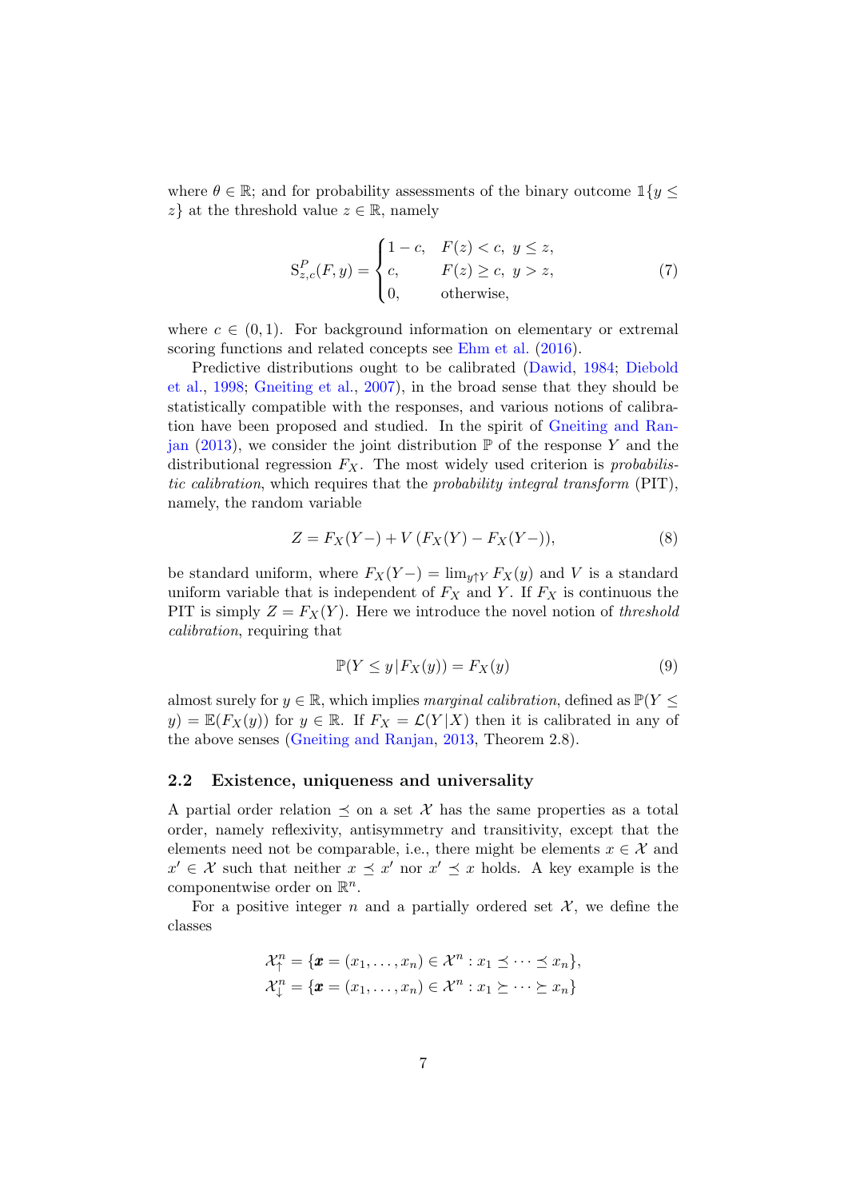where $\theta \in \mathbb{R}$; and for probability assessments of the binary outcome $\mathbb{1}\{y \leq z\}$ at the threshold value $z \in \mathbb{R}$, namely

$$
\mathrm{S}^P_{z,c}(F, y) = \begin{cases} 1 - c, & F(z) < c, \ y \leq z, \\ c, & F(z) \geq c, \ y > z, \\ 0, & \text{otherwise}, \end{cases} \tag{7}
$$

where $c \in (0, 1)$. For background information on elementary or extremal scoring functions and related concepts see Ehm et al. (2016).

Predictive distributions ought to be calibrated (Dawid, 1984; Diebold et al., 1998; Gneiting et al., 2007), in the broad sense that they should be statistically compatible with the responses, and various notions of calibration have been proposed and studied. In the spirit of Gneiting and Ranjan (2013), we consider the joint distribution $\mathbb{P}$ of the response $Y$ and the distributional regression $F_X$. The most widely used criterion is *probabilistic calibration*, which requires that the *probability integral transform* (PIT), namely, the random variable

$$
Z = F_X(Y-) + V\,(F_X(Y) - F_X(Y-)), \tag{8}
$$

be standard uniform, where $F_X(Y-) = \lim_{y \uparrow Y} F_X(y)$ and $V$ is a standard uniform variable that is independent of $F_X$ and $Y$. If $F_X$ is continuous the PIT is simply $Z = F_X(Y)$. Here we introduce the novel notion of *threshold calibration*, requiring that

$$
\mathbb{P}(Y \leq y \,|\, F_X(y)) = F_X(y) \tag{9}
$$

almost surely for $y \in \mathbb{R}$, which implies *marginal calibration*, defined as $\mathbb{P}(Y \leq y) = \mathbb{E}(F_X(y))$ for $y \in \mathbb{R}$. If $F_X = \mathcal{L}(Y|X)$ then it is calibrated in any of the above senses (Gneiting and Ranjan, 2013, Theorem 2.8).

### 2.2 Existence, uniqueness and universality

A partial order relation $\preceq$ on a set $\mathcal{X}$ has the same properties as a total order, namely reflexivity, antisymmetry and transitivity, except that the elements need not be comparable, i.e., there might be elements $x \in \mathcal{X}$ and $x' \in \mathcal{X}$ such that neither $x \preceq x'$ nor $x' \preceq x$ holds. A key example is the componentwise order on $\mathbb{R}^n$.

For a positive integer $n$ and a partially ordered set $\mathcal{X}$, we define the classes

$$
\mathcal{X}^n_{\uparrow} = \{\boldsymbol{x} = (x_1, \ldots, x_n) \in \mathcal{X}^n : x_1 \preceq \cdots \preceq x_n\},
$$
$$
\mathcal{X}^n_{\downarrow} = \{\boldsymbol{x} = (x_1, \ldots, x_n) \in \mathcal{X}^n : x_1 \succeq \cdots \succeq x_n\}
$$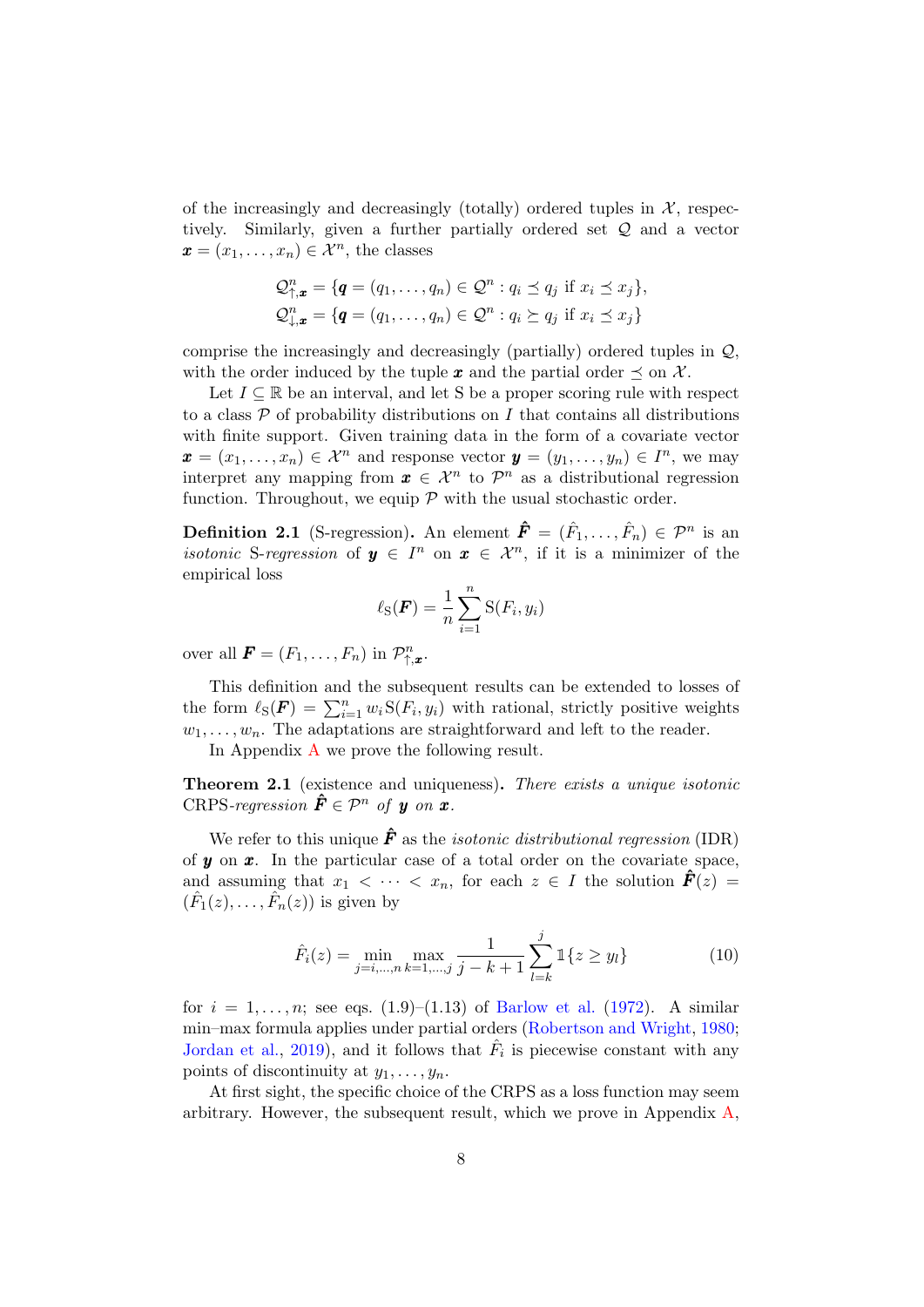of the increasingly and decreasingly (totally) ordered tuples in $\mathcal{X}$, respectively. Similarly, given a further partially ordered set $\mathcal{Q}$ and a vector $\boldsymbol{x} = (x_1, \ldots, x_n) \in \mathcal{X}^n$, the classes

$$\mathcal{Q}^n_{\uparrow,\boldsymbol{x}} = \{\boldsymbol{q} = (q_1, \ldots, q_n) \in \mathcal{Q}^n : q_i \preceq q_j \text{ if } x_i \preceq x_j\},$$
$$\mathcal{Q}^n_{\downarrow,\boldsymbol{x}} = \{\boldsymbol{q} = (q_1, \ldots, q_n) \in \mathcal{Q}^n : q_i \succeq q_j \text{ if } x_i \preceq x_j\}$$

comprise the increasingly and decreasingly (partially) ordered tuples in $\mathcal{Q}$, with the order induced by the tuple $\boldsymbol{x}$ and the partial order $\preceq$ on $\mathcal{X}$.

Let $I \subseteq \mathbb{R}$ be an interval, and let S be a proper scoring rule with respect to a class $\mathcal{P}$ of probability distributions on $I$ that contains all distributions with finite support. Given training data in the form of a covariate vector $\boldsymbol{x} = (x_1, \ldots, x_n) \in \mathcal{X}^n$ and response vector $\boldsymbol{y} = (y_1, \ldots, y_n) \in I^n$, we may interpret any mapping from $\boldsymbol{x} \in \mathcal{X}^n$ to $\mathcal{P}^n$ as a distributional regression function. Throughout, we equip $\mathcal{P}$ with the usual stochastic order.

**Definition 2.1** (S-regression)**.** An element $\hat{\boldsymbol{F}} = (\hat{F}_1, \ldots, \hat{F}_n) \in \mathcal{P}^n$ is an *isotonic* S-*regression* of $\boldsymbol{y} \in I^n$ on $\boldsymbol{x} \in \mathcal{X}^n$, if it is a minimizer of the empirical loss

$$\ell_{\mathrm{S}}(\boldsymbol{F}) = \frac{1}{n} \sum_{i=1}^{n} \mathrm{S}(F_i, y_i)$$

over all $\boldsymbol{F} = (F_1, \ldots, F_n)$ in $\mathcal{P}^n_{\uparrow,\boldsymbol{x}}$.

This definition and the subsequent results can be extended to losses of the form $\ell_{\mathrm{S}}(\boldsymbol{F}) = \sum_{i=1}^{n} w_i \mathrm{S}(F_i, y_i)$ with rational, strictly positive weights $w_1, \ldots, w_n$. The adaptations are straightforward and left to the reader.

In Appendix A we prove the following result.

**Theorem 2.1** (existence and uniqueness)**.** *There exists a unique isotonic* CRPS*-regression* $\hat{\boldsymbol{F}} \in \mathcal{P}^n$ *of* $\boldsymbol{y}$ *on* $\boldsymbol{x}$*.*

We refer to this unique $\hat{\boldsymbol{F}}$ as the *isotonic distributional regression* (IDR) of $\boldsymbol{y}$ on $\boldsymbol{x}$. In the particular case of a total order on the covariate space, and assuming that $x_1 < \cdots < x_n$, for each $z \in I$ the solution $\hat{\boldsymbol{F}}(z) = (\hat{F}_1(z), \ldots, \hat{F}_n(z))$ is given by

$$\hat{F}_i(z) = \min_{j=i,\ldots,n} \max_{k=1,\ldots,j} \frac{1}{j-k+1} \sum_{l=k}^{j} \mathbb{1}\{z \geq y_l\} \tag{10}$$

for $i = 1, \ldots, n$; see eqs. (1.9)–(1.13) of Barlow et al. (1972). A similar min–max formula applies under partial orders (Robertson and Wright, 1980; Jordan et al., 2019), and it follows that $\hat{F}_i$ is piecewise constant with any points of discontinuity at $y_1, \ldots, y_n$.

At first sight, the specific choice of the CRPS as a loss function may seem arbitrary. However, the subsequent result, which we prove in Appendix A,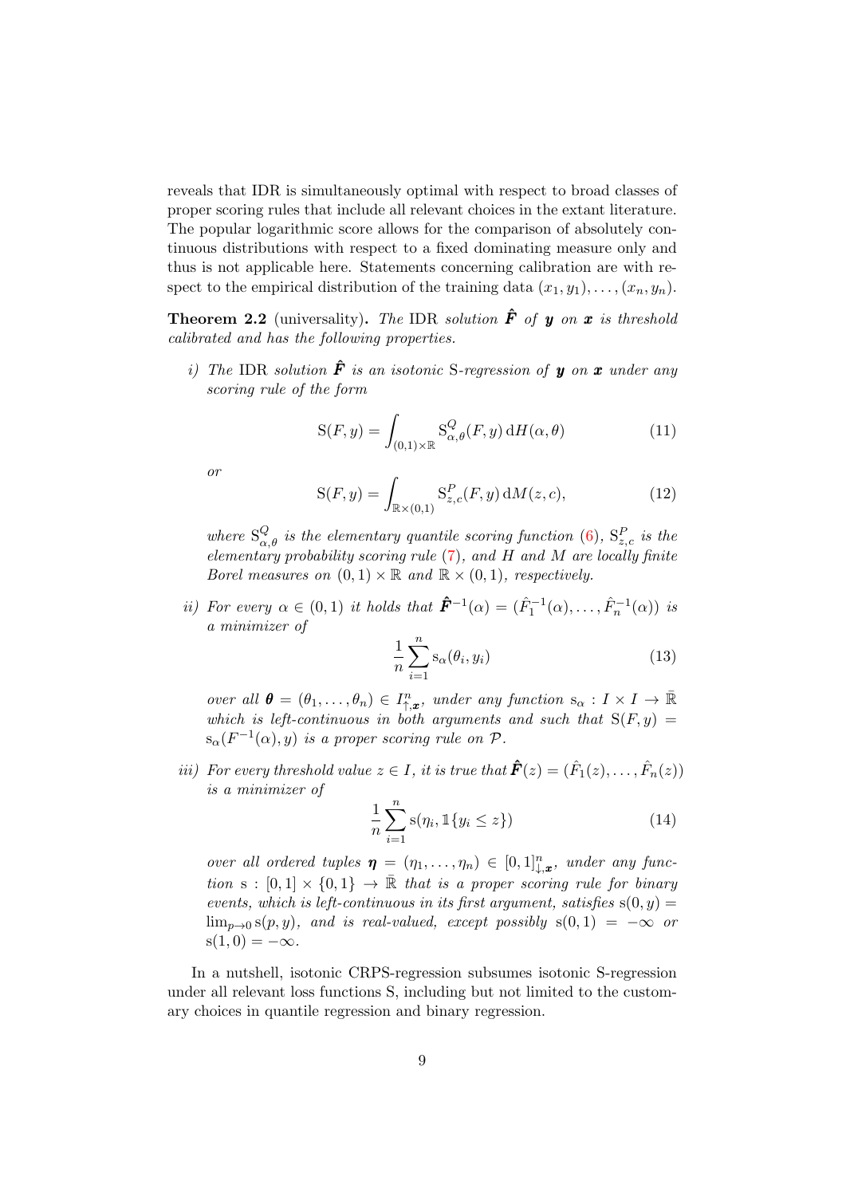reveals that IDR is simultaneously optimal with respect to broad classes of proper scoring rules that include all relevant choices in the extant literature. The popular logarithmic score allows for the comparison of absolutely continuous distributions with respect to a fixed dominating measure only and thus is not applicable here. Statements concerning calibration are with respect to the empirical distribution of the training data $(x_1, y_1), \ldots, (x_n, y_n)$.

**Theorem 2.2** (universality)**.** *The* IDR *solution* $\hat{\boldsymbol{F}}$ *of* $\boldsymbol{y}$ *on* $\boldsymbol{x}$ *is threshold calibrated and has the following properties.*

*i) The* IDR *solution* $\hat{\boldsymbol{F}}$ *is an isotonic* S*-regression of* $\boldsymbol{y}$ *on* $\boldsymbol{x}$ *under any scoring rule of the form*

$$\mathrm{S}(F, y) = \int_{(0,1)\times\mathbb{R}} \mathrm{S}^{Q}_{\alpha,\theta}(F, y) \,\mathrm{d}H(\alpha, \theta) \tag{11}$$

*or*

$$\mathrm{S}(F, y) = \int_{\mathbb{R}\times(0,1)} \mathrm{S}^{P}_{z,c}(F, y) \,\mathrm{d}M(z, c), \tag{12}$$

*where* $\mathrm{S}^{Q}_{\alpha,\theta}$ *is the elementary quantile scoring function* (6), $\mathrm{S}^{P}_{z,c}$ *is the elementary probability scoring rule* (7)*, and* $H$ *and* $M$ *are locally finite Borel measures on* $(0, 1) \times \mathbb{R}$ *and* $\mathbb{R} \times (0, 1)$*, respectively.*

*ii) For every* $\alpha \in (0, 1)$ *it holds that* $\hat{\boldsymbol{F}}^{-1}(\alpha) = (\hat{F}_1^{-1}(\alpha), \ldots, \hat{F}_n^{-1}(\alpha))$ *is a minimizer of*

$$\frac{1}{n}\sum_{i=1}^{n} \mathrm{s}_\alpha(\theta_i, y_i) \tag{13}$$

*over all* $\boldsymbol{\theta} = (\theta_1, \ldots, \theta_n) \in I^n_{\uparrow,\boldsymbol{x}}$*, under any function* $\mathrm{s}_\alpha : I \times I \to \bar{\mathbb{R}}$ *which is left-continuous in both arguments and such that* $\mathrm{S}(F, y) = \mathrm{s}_\alpha(F^{-1}(\alpha), y)$ *is a proper scoring rule on* $\mathcal{P}$*.*

*iii) For every threshold value* $z \in I$*, it is true that* $\hat{\boldsymbol{F}}(z) = (\hat{F}_1(z), \ldots, \hat{F}_n(z))$ *is a minimizer of*

$$\frac{1}{n}\sum_{i=1}^{n} \mathrm{s}(\eta_i, \mathbb{1}\{y_i \le z\}) \tag{14}$$

*over all ordered tuples* $\boldsymbol{\eta} = (\eta_1, \ldots, \eta_n) \in [0, 1]^n_{\downarrow,\boldsymbol{x}}$*, under any function* $\mathrm{s} : [0, 1] \times \{0, 1\} \to \bar{\mathbb{R}}$ *that is a proper scoring rule for binary events, which is left-continuous in its first argument, satisfies* $\mathrm{s}(0, y) = \lim_{p\to 0} \mathrm{s}(p, y)$*, and is real-valued, except possibly* $\mathrm{s}(0, 1) = -\infty$ *or* $\mathrm{s}(1, 0) = -\infty$*.*

In a nutshell, isotonic CRPS-regression subsumes isotonic S-regression under all relevant loss functions S, including but not limited to the customary choices in quantile regression and binary regression.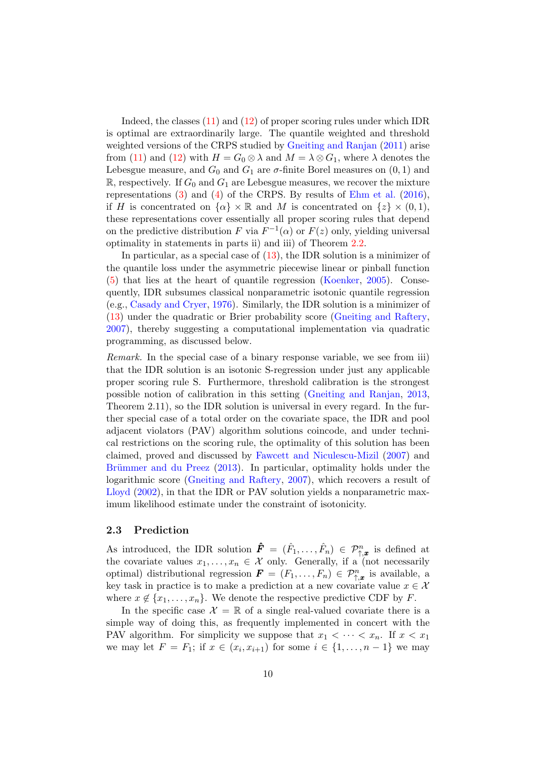Indeed, the classes (11) and (12) of proper scoring rules under which IDR is optimal are extraordinarily large. The quantile weighted and threshold weighted versions of the CRPS studied by Gneiting and Ranjan (2011) arise from (11) and (12) with $H = G_0 \otimes \lambda$ and $M = \lambda \otimes G_1$, where $\lambda$ denotes the Lebesgue measure, and $G_0$ and $G_1$ are $\sigma$-finite Borel measures on $(0, 1)$ and $\mathbb{R}$, respectively. If $G_0$ and $G_1$ are Lebesgue measures, we recover the mixture representations (3) and (4) of the CRPS. By results of Ehm et al. (2016), if $H$ is concentrated on $\{\alpha\} \times \mathbb{R}$ and $M$ is concentrated on $\{z\} \times (0, 1)$, these representations cover essentially all proper scoring rules that depend on the predictive distribution $F$ via $F^{-1}(\alpha)$ or $F(z)$ only, yielding universal optimality in statements in parts ii) and iii) of Theorem 2.2.

In particular, as a special case of (13), the IDR solution is a minimizer of the quantile loss under the asymmetric piecewise linear or pinball function (5) that lies at the heart of quantile regression (Koenker, 2005). Consequently, IDR subsumes classical nonparametric isotonic quantile regression (e.g., Casady and Cryer, 1976). Similarly, the IDR solution is a minimizer of (13) under the quadratic or Brier probability score (Gneiting and Raftery, 2007), thereby suggesting a computational implementation via quadratic programming, as discussed below.

*Remark.* In the special case of a binary response variable, we see from iii) that the IDR solution is an isotonic S-regression under just any applicable proper scoring rule S. Furthermore, threshold calibration is the strongest possible notion of calibration in this setting (Gneiting and Ranjan, 2013, Theorem 2.11), so the IDR solution is universal in every regard. In the further special case of a total order on the covariate space, the IDR and pool adjacent violators (PAV) algorithm solutions coincode, and under technical restrictions on the scoring rule, the optimality of this solution has been claimed, proved and discussed by Fawcett and Niculescu-Mizil (2007) and Brümmer and du Preez (2013). In particular, optimality holds under the logarithmic score (Gneiting and Raftery, 2007), which recovers a result of Lloyd (2002), in that the IDR or PAV solution yields a nonparametric maximum likelihood estimate under the constraint of isotonicity.

### 2.3 Prediction

As introduced, the IDR solution $\hat{\boldsymbol{F}} = (\hat{F}_1, \ldots, \hat{F}_n) \in \mathcal{P}^n_{\uparrow,\boldsymbol{x}}$ is defined at the covariate values $x_1, \ldots, x_n \in \mathcal{X}$ only. Generally, if a (not necessarily optimal) distributional regression $\boldsymbol{F} = (F_1, \ldots, F_n) \in \mathcal{P}^n_{\uparrow,\boldsymbol{x}}$ is available, a key task in practice is to make a prediction at a new covariate value $x \in \mathcal{X}$ where $x \notin \{x_1, \ldots, x_n\}$. We denote the respective predictive CDF by $F$.

In the specific case $\mathcal{X} = \mathbb{R}$ of a single real-valued covariate there is a simple way of doing this, as frequently implemented in concert with the PAV algorithm. For simplicity we suppose that $x_1 < \cdots < x_n$. If $x < x_1$ we may let $F = F_1$; if $x \in (x_i, x_{i+1})$ for some $i \in \{1, \ldots, n-1\}$ we may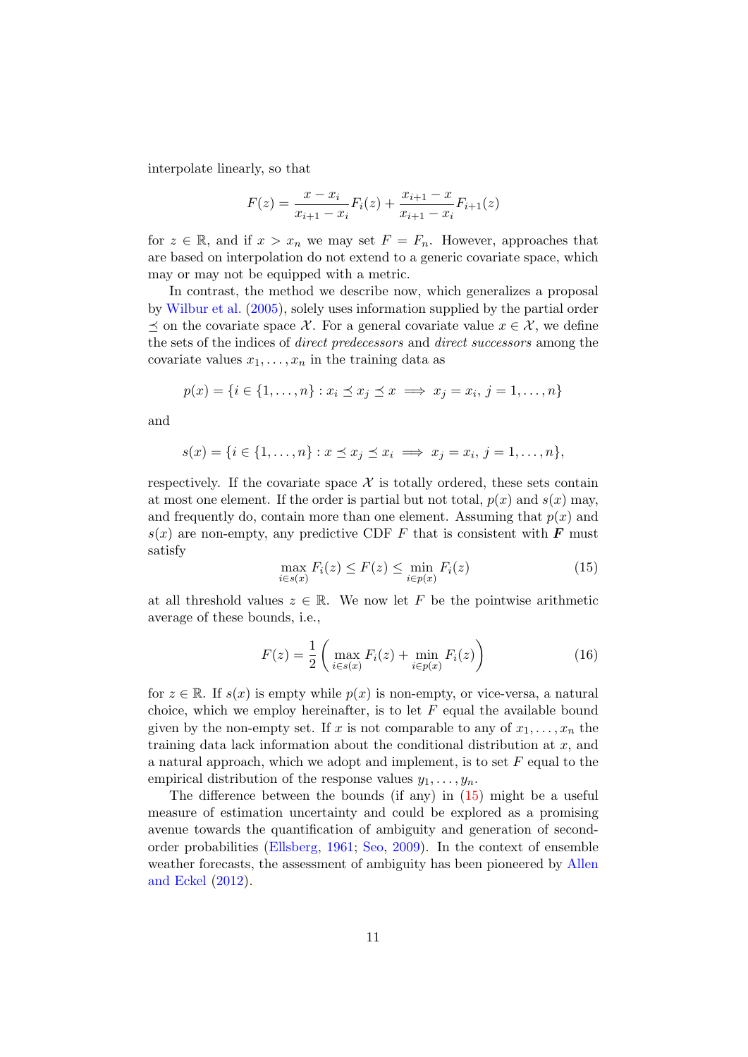interpolate linearly, so that

$$F(z) = \frac{x - x_i}{x_{i+1} - x_i} F_i(z) + \frac{x_{i+1} - x}{x_{i+1} - x_i} F_{i+1}(z)$$

for $z \in \mathbb{R}$, and if $x > x_n$ we may set $F = F_n$. However, approaches that are based on interpolation do not extend to a generic covariate space, which may or may not be equipped with a metric.

In contrast, the method we describe now, which generalizes a proposal by Wilbur et al. (2005), solely uses information supplied by the partial order $\preceq$ on the covariate space $\mathcal{X}$. For a general covariate value $x \in \mathcal{X}$, we define the sets of the indices of *direct predecessors* and *direct successors* among the covariate values $x_1, \ldots, x_n$ in the training data as

$$p(x) = \{i \in \{1, \ldots, n\} : x_i \preceq x_j \preceq x \implies x_j = x_i, \, j = 1, \ldots, n\}$$

and

$$s(x) = \{i \in \{1, \ldots, n\} : x \preceq x_j \preceq x_i \implies x_j = x_i, \, j = 1, \ldots, n\},$$

respectively. If the covariate space $\mathcal{X}$ is totally ordered, these sets contain at most one element. If the order is partial but not total, $p(x)$ and $s(x)$ may, and frequently do, contain more than one element. Assuming that $p(x)$ and $s(x)$ are non-empty, any predictive CDF $F$ that is consistent with $\boldsymbol{F}$ must satisfy

$$\max_{i \in s(x)} F_i(z) \leq F(z) \leq \min_{i \in p(x)} F_i(z) \tag{15}$$

at all threshold values $z \in \mathbb{R}$. We now let $F$ be the pointwise arithmetic average of these bounds, i.e.,

$$F(z) = \frac{1}{2} \left( \max_{i \in s(x)} F_i(z) + \min_{i \in p(x)} F_i(z) \right) \tag{16}$$

for $z \in \mathbb{R}$. If $s(x)$ is empty while $p(x)$ is non-empty, or vice-versa, a natural choice, which we employ hereinafter, is to let $F$ equal the available bound given by the non-empty set. If $x$ is not comparable to any of $x_1, \ldots, x_n$ the training data lack information about the conditional distribution at $x$, and a natural approach, which we adopt and implement, is to set $F$ equal to the empirical distribution of the response values $y_1, \ldots, y_n$.

The difference between the bounds (if any) in (15) might be a useful measure of estimation uncertainty and could be explored as a promising avenue towards the quantification of ambiguity and generation of second-order probabilities (Ellsberg, 1961; Seo, 2009). In the context of ensemble weather forecasts, the assessment of ambiguity has been pioneered by Allen and Eckel (2012).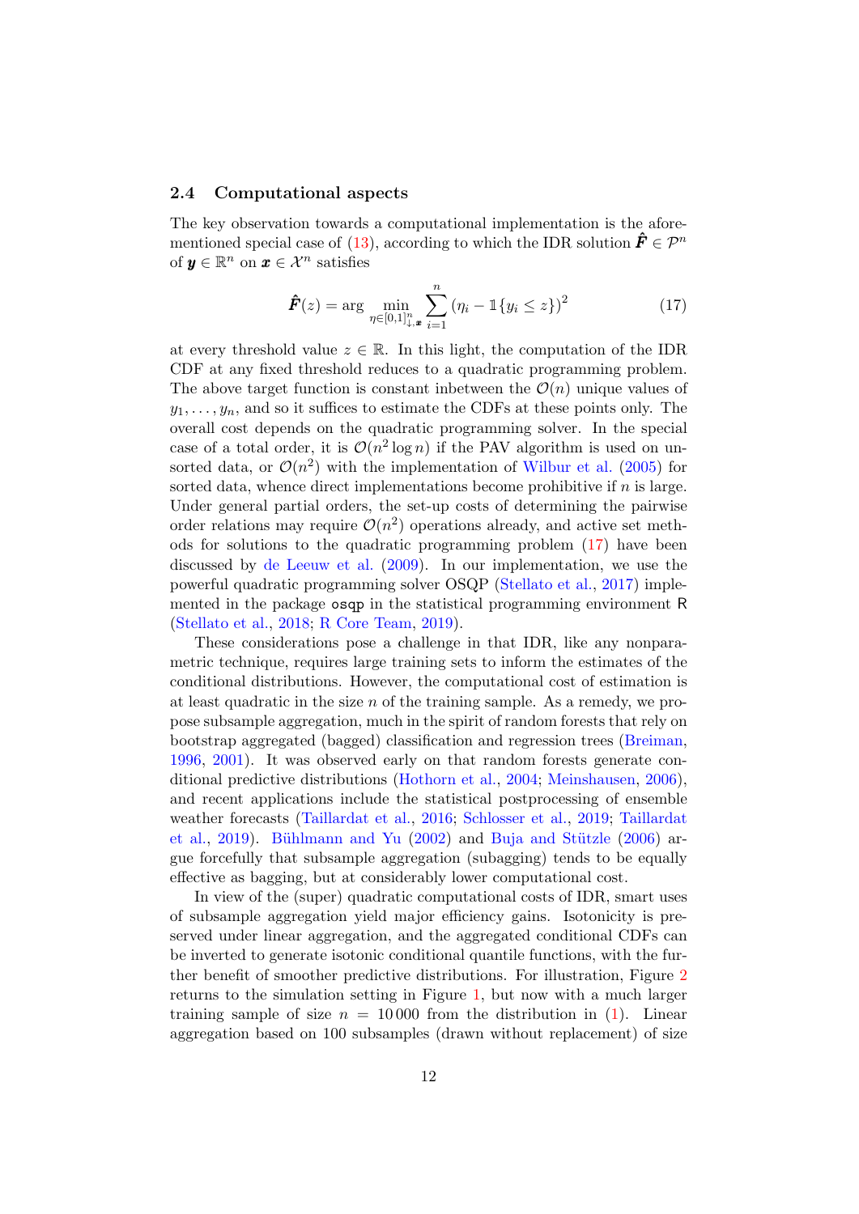### 2.4 Computational aspects

The key observation towards a computational implementation is the aforementioned special case of (13), according to which the IDR solution $\hat{\boldsymbol{F}} \in \mathcal{P}^n$ of $\boldsymbol{y} \in \mathbb{R}^n$ on $\boldsymbol{x} \in \mathcal{X}^n$ satisfies

$$\hat{\boldsymbol{F}}(z) = \arg \min_{\eta \in [0,1]^n_{\downarrow, \boldsymbol{x}}} \sum_{i=1}^{n} \left(\eta_i - \mathbb{1}\{y_i \le z\}\right)^2 \tag{17}$$

at every threshold value $z \in \mathbb{R}$. In this light, the computation of the IDR CDF at any fixed threshold reduces to a quadratic programming problem. The above target function is constant inbetween the $\mathcal{O}(n)$ unique values of $y_1, \ldots, y_n$, and so it suffices to estimate the CDFs at these points only. The overall cost depends on the quadratic programming solver. In the special case of a total order, it is $\mathcal{O}(n^2 \log n)$ if the PAV algorithm is used on unsorted data, or $\mathcal{O}(n^2)$ with the implementation of Wilbur et al. (2005) for sorted data, whence direct implementations become prohibitive if $n$ is large. Under general partial orders, the set-up costs of determining the pairwise order relations may require $\mathcal{O}(n^2)$ operations already, and active set methods for solutions to the quadratic programming problem (17) have been discussed by de Leeuw et al. (2009). In our implementation, we use the powerful quadratic programming solver OSQP (Stellato et al., 2017) implemented in the package `osqp` in the statistical programming environment R (Stellato et al., 2018; R Core Team, 2019).

These considerations pose a challenge in that IDR, like any nonparametric technique, requires large training sets to inform the estimates of the conditional distributions. However, the computational cost of estimation is at least quadratic in the size $n$ of the training sample. As a remedy, we propose subsample aggregation, much in the spirit of random forests that rely on bootstrap aggregated (bagged) classification and regression trees (Breiman, 1996, 2001). It was observed early on that random forests generate conditional predictive distributions (Hothorn et al., 2004; Meinshausen, 2006), and recent applications include the statistical postprocessing of ensemble weather forecasts (Taillardat et al., 2016; Schlosser et al., 2019; Taillardat et al., 2019). Bühlmann and Yu (2002) and Buja and Stützle (2006) argue forcefully that subsample aggregation (subagging) tends to be equally effective as bagging, but at considerably lower computational cost.

In view of the (super) quadratic computational costs of IDR, smart uses of subsample aggregation yield major efficiency gains. Isotonicity is preserved under linear aggregation, and the aggregated conditional CDFs can be inverted to generate isotonic conditional quantile functions, with the further benefit of smoother predictive distributions. For illustration, Figure 2 returns to the simulation setting in Figure 1, but now with a much larger training sample of size $n = 10\,000$ from the distribution in (1). Linear aggregation based on 100 subsamples (drawn without replacement) of size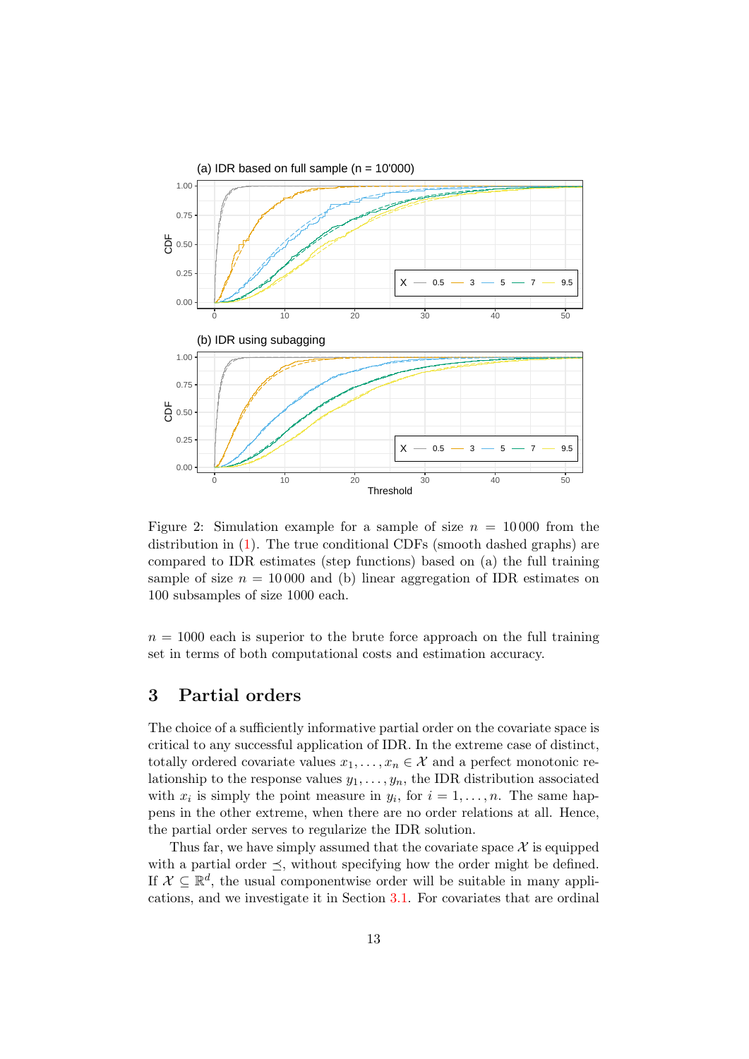Figure 2: Simulation example for a sample of size $n = 10\,000$ from the distribution in (1). The true conditional CDFs (smooth dashed graphs) are compared to IDR estimates (step functions) based on (a) the full training sample of size $n = 10\,000$ and (b) linear aggregation of IDR estimates on 100 subsamples of size 1000 each.

$n = 1000$ each is superior to the brute force approach on the full training set in terms of both computational costs and estimation accuracy.

## 3 Partial orders

The choice of a sufficiently informative partial order on the covariate space is critical to any successful application of IDR. In the extreme case of distinct, totally ordered covariate values $x_1, \ldots, x_n \in \mathcal{X}$ and a perfect monotonic relationship to the response values $y_1, \ldots, y_n$, the IDR distribution associated with $x_i$ is simply the point measure in $y_i$, for $i = 1, \ldots, n$. The same happens in the other extreme, when there are no order relations at all. Hence, the partial order serves to regularize the IDR solution.

Thus far, we have simply assumed that the covariate space $\mathcal{X}$ is equipped with a partial order $\preceq$, without specifying how the order might be defined. If $\mathcal{X} \subseteq \mathbb{R}^d$, the usual componentwise order will be suitable in many applications, and we investigate it in Section 3.1. For covariates that are ordinal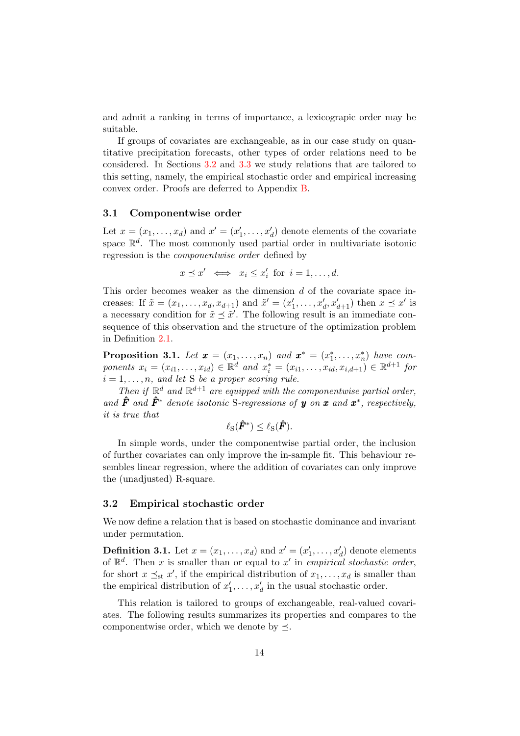and admit a ranking in terms of importance, a lexicograpic order may be suitable.

If groups of covariates are exchangeable, as in our case study on quantitative precipitation forecasts, other types of order relations need to be considered. In Sections 3.2 and 3.3 we study relations that are tailored to this setting, namely, the empirical stochastic order and empirical increasing convex order. Proofs are deferred to Appendix B.

### 3.1 Componentwise order

Let $x = (x_1, \ldots, x_d)$ and $x' = (x'_1, \ldots, x'_d)$ denote elements of the covariate space $\mathbb{R}^d$. The most commonly used partial order in multivariate isotonic regression is the *componentwise order* defined by

$$x \preceq x' \iff x_i \le x'_i \text{ for } i = 1, \ldots, d.$$

This order becomes weaker as the dimension $d$ of the covariate space increases: If $\tilde{x} = (x_1, \ldots, x_d, x_{d+1})$ and $\tilde{x}' = (x'_1, \ldots, x'_d, x'_{d+1})$ then $x \preceq x'$ is a necessary condition for $\tilde{x} \preceq \tilde{x}'$. The following result is an immediate consequence of this observation and the structure of the optimization problem in Definition 2.1.

**Proposition 3.1.** *Let $\boldsymbol{x} = (x_1, \ldots, x_n)$ and $\boldsymbol{x}^* = (x^*_1, \ldots, x^*_n)$ have components $x_i = (x_{i1}, \ldots, x_{id}) \in \mathbb{R}^d$ and $x^*_i = (x_{i1}, \ldots, x_{id}, x_{i,d+1}) \in \mathbb{R}^{d+1}$ for $i = 1, \ldots, n$, and let $\mathrm{S}$ be a proper scoring rule.*

*Then if $\mathbb{R}^d$ and $\mathbb{R}^{d+1}$ are equipped with the componentwise partial order, and $\hat{\boldsymbol{F}}$ and $\hat{\boldsymbol{F}}^*$ denote isotonic* S*-regressions of $\boldsymbol{y}$ on $\boldsymbol{x}$ and $\boldsymbol{x}^*$, respectively, it is true that*

$$\ell_{\mathrm{S}}(\hat{\boldsymbol{F}}^*) \le \ell_{\mathrm{S}}(\hat{\boldsymbol{F}}).$$

In simple words, under the componentwise partial order, the inclusion of further covariates can only improve the in-sample fit. This behaviour resembles linear regression, where the addition of covariates can only improve the (unadjusted) R-square.

### 3.2 Empirical stochastic order

We now define a relation that is based on stochastic dominance and invariant under permutation.

**Definition 3.1.** Let $x = (x_1, \ldots, x_d)$ and $x' = (x'_1, \ldots, x'_d)$ denote elements of $\mathbb{R}^d$. Then $x$ is smaller than or equal to $x'$ in *empirical stochastic order*, for short $x \preceq_{\mathrm{st}} x'$, if the empirical distribution of $x_1, \ldots, x_d$ is smaller than the empirical distribution of $x'_1, \ldots, x'_d$ in the usual stochastic order.

This relation is tailored to groups of exchangeable, real-valued covariates. The following results summarizes its properties and compares to the componentwise order, which we denote by $\preceq$.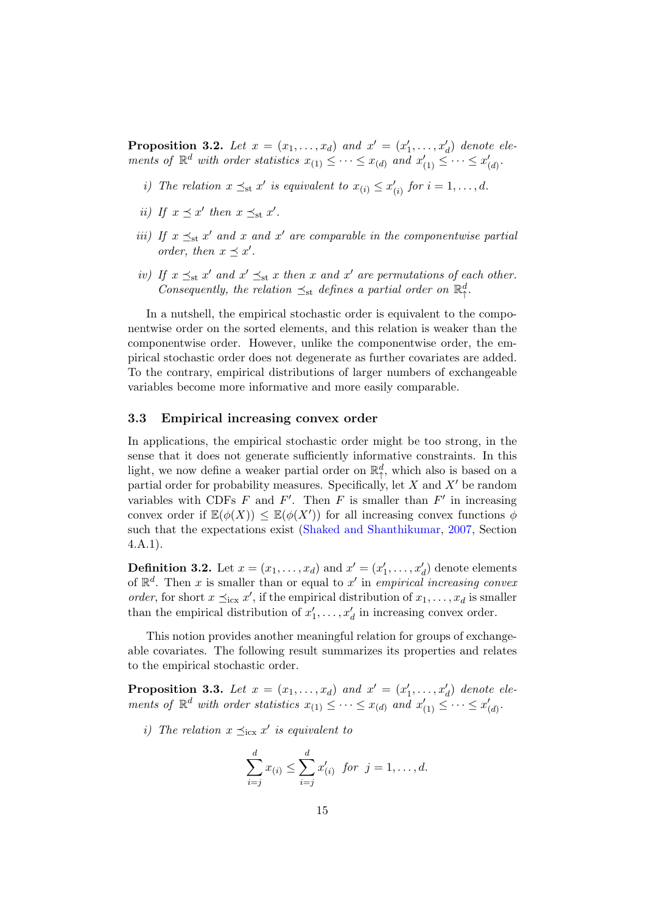**Proposition 3.2.** *Let $x = (x_1, \ldots, x_d)$ and $x' = (x'_1, \ldots, x'_d)$ denote elements of $\mathbb{R}^d$ with order statistics $x_{(1)} \le \cdots \le x_{(d)}$ and $x'_{(1)} \le \cdots \le x'_{(d)}$.*

*i) The relation $x \preceq_{\text{st}} x'$ is equivalent to $x_{(i)} \le x'_{(i)}$ for $i = 1, \ldots, d$.*

*ii) If $x \preceq x'$ then $x \preceq_{\text{st}} x'$.*

*iii) If $x \preceq_{\text{st}} x'$ and $x$ and $x'$ are comparable in the componentwise partial order, then $x \preceq x'$.*

*iv) If $x \preceq_{\text{st}} x'$ and $x' \preceq_{\text{st}} x$ then $x$ and $x'$ are permutations of each other. Consequently, the relation $\preceq_{\text{st}}$ defines a partial order on $\mathbb{R}^d_{\uparrow}$.*

In a nutshell, the empirical stochastic order is equivalent to the componentwise order on the sorted elements, and this relation is weaker than the componentwise order. However, unlike the componentwise order, the empirical stochastic order does not degenerate as further covariates are added. To the contrary, empirical distributions of larger numbers of exchangeable variables become more informative and more easily comparable.

### 3.3 Empirical increasing convex order

In applications, the empirical stochastic order might be too strong, in the sense that it does not generate sufficiently informative constraints. In this light, we now define a weaker partial order on $\mathbb{R}^d_{\uparrow}$, which also is based on a partial order for probability measures. Specifically, let $X$ and $X'$ be random variables with CDFs $F$ and $F'$. Then $F$ is smaller than $F'$ in increasing convex order if $\mathbb{E}(\phi(X)) \le \mathbb{E}(\phi(X'))$ for all increasing convex functions $\phi$ such that the expectations exist (Shaked and Shanthikumar, 2007, Section 4.A.1).

**Definition 3.2.** Let $x = (x_1, \ldots, x_d)$ and $x' = (x'_1, \ldots, x'_d)$ denote elements of $\mathbb{R}^d$. Then $x$ is smaller than or equal to $x'$ in *empirical increasing convex order*, for short $x \preceq_{\text{icx}} x'$, if the empirical distribution of $x_1, \ldots, x_d$ is smaller than the empirical distribution of $x'_1, \ldots, x'_d$ in increasing convex order.

This notion provides another meaningful relation for groups of exchangeable covariates. The following result summarizes its properties and relates to the empirical stochastic order.

**Proposition 3.3.** *Let $x = (x_1, \ldots, x_d)$ and $x' = (x'_1, \ldots, x'_d)$ denote elements of $\mathbb{R}^d$ with order statistics $x_{(1)} \le \cdots \le x_{(d)}$ and $x'_{(1)} \le \cdots \le x'_{(d)}$.*

*i) The relation $x \preceq_{\text{icx}} x'$ is equivalent to*

$$\sum_{i=j}^{d} x_{(i)} \le \sum_{i=j}^{d} x'_{(i)} \quad \text{for } j = 1, \ldots, d.$$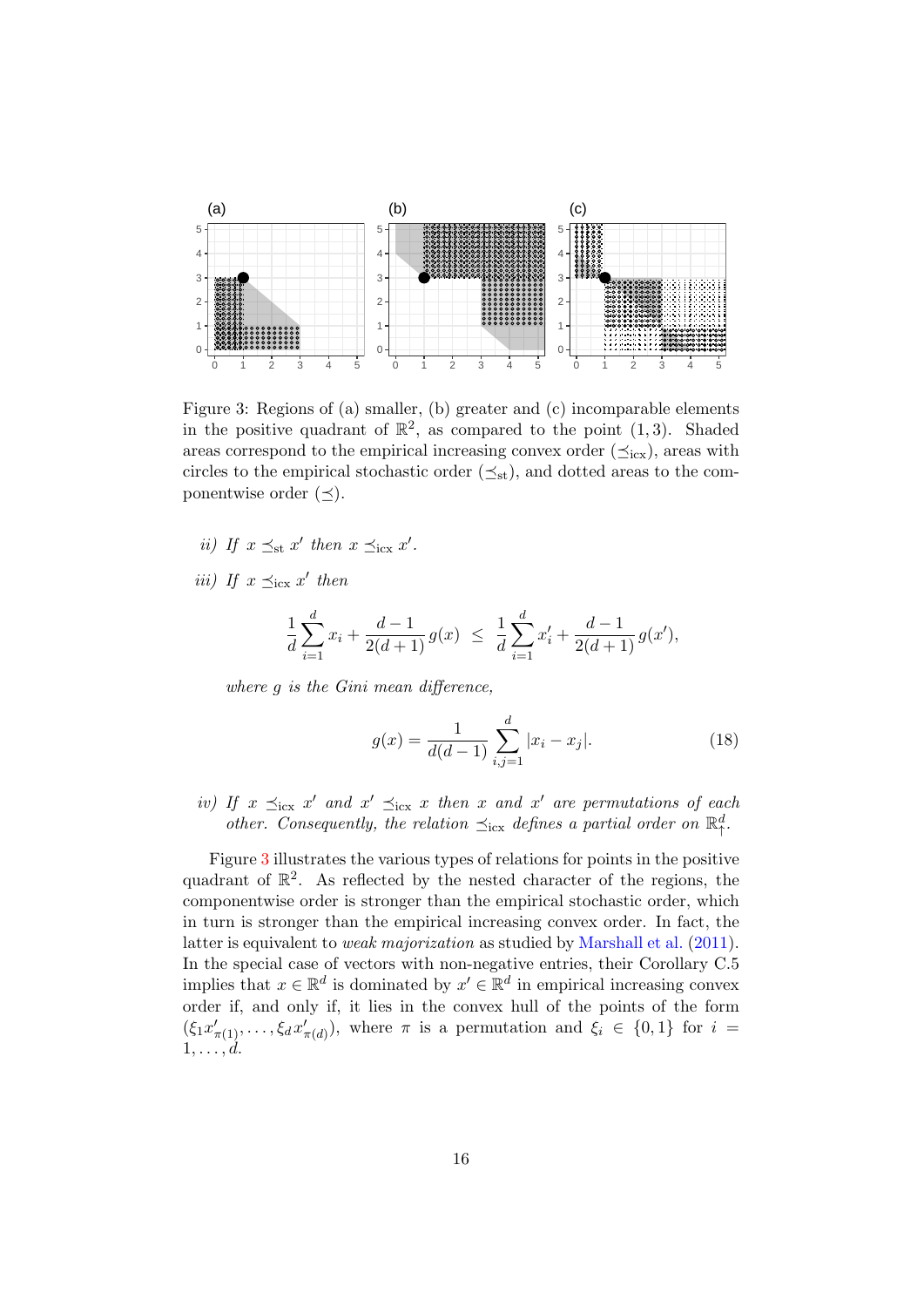Figure 3: Regions of (a) smaller, (b) greater and (c) incomparable elements in the positive quadrant of $\mathbb{R}^2$, as compared to the point $(1, 3)$. Shaded areas correspond to the empirical increasing convex order ($\preceq_{\text{icx}}$), areas with circles to the empirical stochastic order ($\preceq_{\text{st}}$), and dotted areas to the componentwise order ($\preceq$).

*ii) If $x \preceq_{\text{st}} x'$ then $x \preceq_{\text{icx}} x'$.*

*iii) If $x \preceq_{\text{icx}} x'$ then*

$$\frac{1}{d}\sum_{i=1}^{d} x_i + \frac{d-1}{2(d+1)}\, g(x) \;\le\; \frac{1}{d}\sum_{i=1}^{d} x'_i + \frac{d-1}{2(d+1)}\, g(x'),$$

*where $g$ is the Gini mean difference,*

$$g(x) = \frac{1}{d(d-1)} \sum_{i,j=1}^{d} |x_i - x_j|. \tag{18}$$

*iv) If $x \preceq_{\text{icx}} x'$ and $x' \preceq_{\text{icx}} x$ then $x$ and $x'$ are permutations of each other. Consequently, the relation $\preceq_{\text{icx}}$ defines a partial order on $\mathbb{R}^d_{\uparrow}$.*

Figure 3 illustrates the various types of relations for points in the positive quadrant of $\mathbb{R}^2$. As reflected by the nested character of the regions, the componentwise order is stronger than the empirical stochastic order, which in turn is stronger than the empirical increasing convex order. In fact, the latter is equivalent to *weak majorization* as studied by Marshall et al. (2011). In the special case of vectors with non-negative entries, their Corollary C.5 implies that $x \in \mathbb{R}^d$ is dominated by $x' \in \mathbb{R}^d$ in empirical increasing convex order if, and only if, it lies in the convex hull of the points of the form $(\xi_1 x'_{\pi(1)}, \ldots, \xi_d x'_{\pi(d)})$, where $\pi$ is a permutation and $\xi_i \in \{0, 1\}$ for $i = 1, \ldots, d$.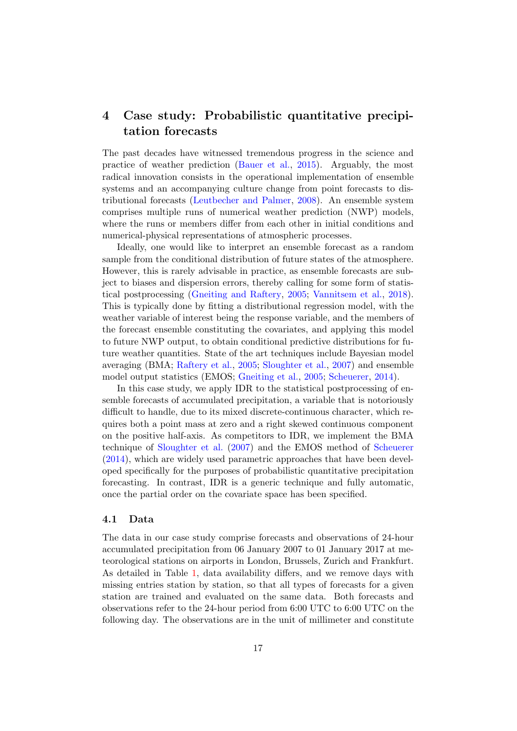# 4 Case study: Probabilistic quantitative precipitation forecasts

The past decades have witnessed tremendous progress in the science and practice of weather prediction (Bauer et al., 2015). Arguably, the most radical innovation consists in the operational implementation of ensemble systems and an accompanying culture change from point forecasts to distributional forecasts (Leutbecher and Palmer, 2008). An ensemble system comprises multiple runs of numerical weather prediction (NWP) models, where the runs or members differ from each other in initial conditions and numerical-physical representations of atmospheric processes.

Ideally, one would like to interpret an ensemble forecast as a random sample from the conditional distribution of future states of the atmosphere. However, this is rarely advisable in practice, as ensemble forecasts are subject to biases and dispersion errors, thereby calling for some form of statistical postprocessing (Gneiting and Raftery, 2005; Vannitsem et al., 2018). This is typically done by fitting a distributional regression model, with the weather variable of interest being the response variable, and the members of the forecast ensemble constituting the covariates, and applying this model to future NWP output, to obtain conditional predictive distributions for future weather quantities. State of the art techniques include Bayesian model averaging (BMA; Raftery et al., 2005; Sloughter et al., 2007) and ensemble model output statistics (EMOS; Gneiting et al., 2005; Scheuerer, 2014).

In this case study, we apply IDR to the statistical postprocessing of ensemble forecasts of accumulated precipitation, a variable that is notoriously difficult to handle, due to its mixed discrete-continuous character, which requires both a point mass at zero and a right skewed continuous component on the positive half-axis. As competitors to IDR, we implement the BMA technique of Sloughter et al. (2007) and the EMOS method of Scheuerer (2014), which are widely used parametric approaches that have been developed specifically for the purposes of probabilistic quantitative precipitation forecasting. In contrast, IDR is a generic technique and fully automatic, once the partial order on the covariate space has been specified.

## 4.1 Data

The data in our case study comprise forecasts and observations of 24-hour accumulated precipitation from 06 January 2007 to 01 January 2017 at meteorological stations on airports in London, Brussels, Zurich and Frankfurt. As detailed in Table 1, data availability differs, and we remove days with missing entries station by station, so that all types of forecasts for a given station are trained and evaluated on the same data. Both forecasts and observations refer to the 24-hour period from 6:00 UTC to 6:00 UTC on the following day. The observations are in the unit of millimeter and constitute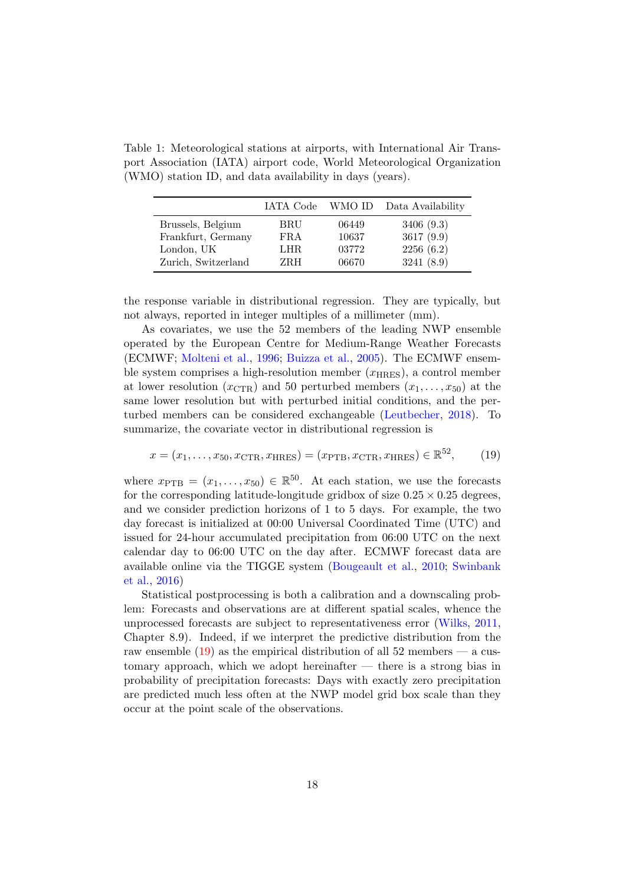Table 1: Meteorological stations at airports, with International Air Transport Association (IATA) airport code, World Meteorological Organization (WMO) station ID, and data availability in days (years).

| | IATA Code | WMO ID | Data Availability |
|---|---|---|---|
| Brussels, Belgium | BRU | 06449 | 3406 (9.3) |
| Frankfurt, Germany | FRA | 10637 | 3617 (9.9) |
| London, UK | LHR | 03772 | 2256 (6.2) |
| Zurich, Switzerland | ZRH | 06670 | 3241 (8.9) |

the response variable in distributional regression. They are typically, but not always, reported in integer multiples of a millimeter (mm).

As covariates, we use the 52 members of the leading NWP ensemble operated by the European Centre for Medium-Range Weather Forecasts (ECMWF; Molteni et al., 1996; Buizza et al., 2005). The ECMWF ensemble system comprises a high-resolution member ($x_{\text{HRES}}$), a control member at lower resolution ($x_{\text{CTR}}$) and 50 perturbed members ($x_1, \ldots, x_{50}$) at the same lower resolution but with perturbed initial conditions, and the perturbed members can be considered exchangeable (Leutbecher, 2018). To summarize, the covariate vector in distributional regression is

$$x = (x_1, \ldots, x_{50}, x_{\text{CTR}}, x_{\text{HRES}}) = (x_{\text{PTB}}, x_{\text{CTR}}, x_{\text{HRES}}) \in \mathbb{R}^{52}, \tag{19}$$

where $x_{\text{PTB}} = (x_1, \ldots, x_{50}) \in \mathbb{R}^{50}$. At each station, we use the forecasts for the corresponding latitude-longitude gridbox of size $0.25 \times 0.25$ degrees, and we consider prediction horizons of 1 to 5 days. For example, the two day forecast is initialized at 00:00 Universal Coordinated Time (UTC) and issued for 24-hour accumulated precipitation from 06:00 UTC on the next calendar day to 06:00 UTC on the day after. ECMWF forecast data are available online via the TIGGE system (Bougeault et al., 2010; Swinbank et al., 2016)

Statistical postprocessing is both a calibration and a downscaling problem: Forecasts and observations are at different spatial scales, whence the unprocessed forecasts are subject to representativeness error (Wilks, 2011, Chapter 8.9). Indeed, if we interpret the predictive distribution from the raw ensemble (19) as the empirical distribution of all 52 members — a customary approach, which we adopt hereinafter — there is a strong bias in probability of precipitation forecasts: Days with exactly zero precipitation are predicted much less often at the NWP model grid box scale than they occur at the point scale of the observations.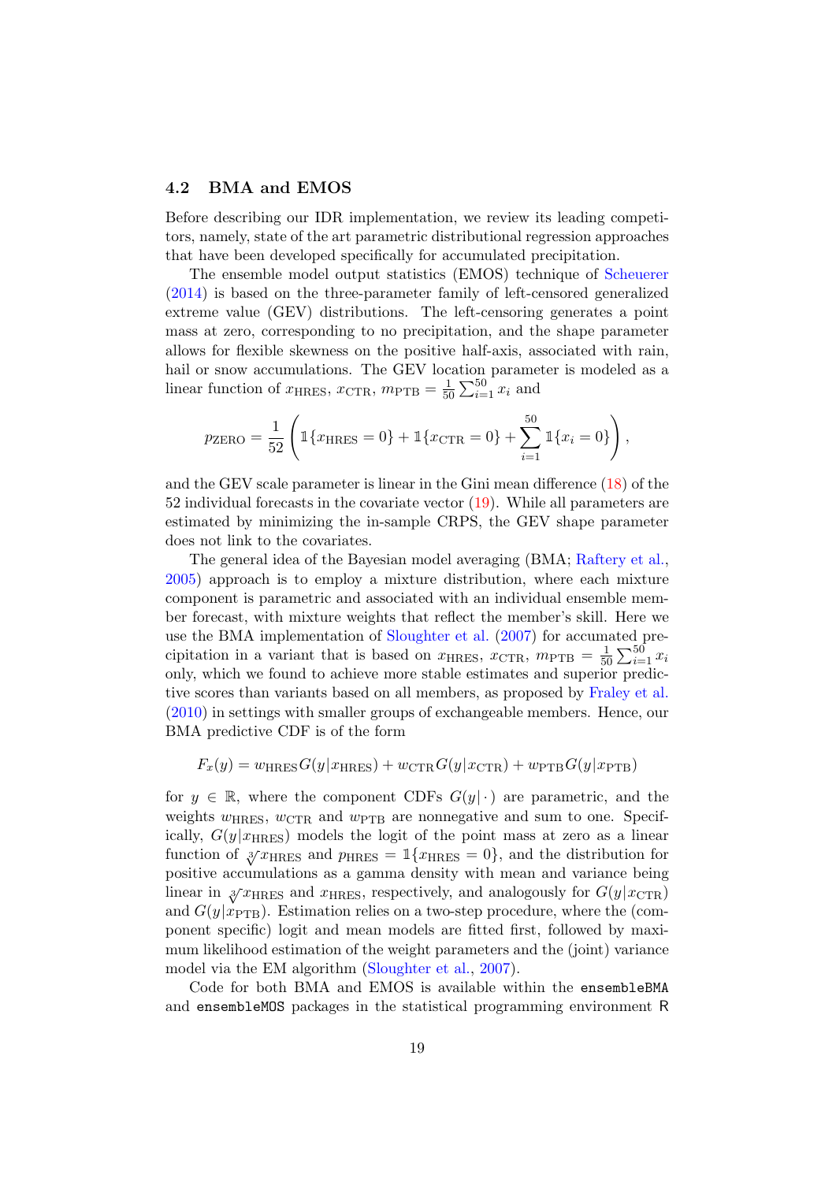### 4.2 BMA and EMOS

Before describing our IDR implementation, we review its leading competitors, namely, state of the art parametric distributional regression approaches that have been developed specifically for accumulated precipitation.

The ensemble model output statistics (EMOS) technique of Scheuerer (2014) is based on the three-parameter family of left-censored generalized extreme value (GEV) distributions. The left-censoring generates a point mass at zero, corresponding to no precipitation, and the shape parameter allows for flexible skewness on the positive half-axis, associated with rain, hail or snow accumulations. The GEV location parameter is modeled as a linear function of $x_{\text{HRES}}$, $x_{\text{CTR}}$, $m_{\text{PTB}} = \frac{1}{50}\sum_{i=1}^{50} x_i$ and

$$p_{\text{ZERO}} = \frac{1}{52}\left(\mathbb{1}\{x_{\text{HRES}} = 0\} + \mathbb{1}\{x_{\text{CTR}} = 0\} + \sum_{i=1}^{50} \mathbb{1}\{x_i = 0\}\right),$$

and the GEV scale parameter is linear in the Gini mean difference (18) of the 52 individual forecasts in the covariate vector (19). While all parameters are estimated by minimizing the in-sample CRPS, the GEV shape parameter does not link to the covariates.

The general idea of the Bayesian model averaging (BMA; Raftery et al., 2005) approach is to employ a mixture distribution, where each mixture component is parametric and associated with an individual ensemble member forecast, with mixture weights that reflect the member's skill. Here we use the BMA implementation of Sloughter et al. (2007) for accumated precipitation in a variant that is based on $x_{\text{HRES}}$, $x_{\text{CTR}}$, $m_{\text{PTB}} = \frac{1}{50}\sum_{i=1}^{50} x_i$ only, which we found to achieve more stable estimates and superior predictive scores than variants based on all members, as proposed by Fraley et al. (2010) in settings with smaller groups of exchangeable members. Hence, our BMA predictive CDF is of the form

$$F_x(y) = w_{\text{HRES}}\, G(y|x_{\text{HRES}}) + w_{\text{CTR}}\, G(y|x_{\text{CTR}}) + w_{\text{PTB}}\, G(y|x_{\text{PTB}})$$

for $y \in \mathbb{R}$, where the component CDFs $G(y|\cdot)$ are parametric, and the weights $w_{\text{HRES}}$, $w_{\text{CTR}}$ and $w_{\text{PTB}}$ are nonnegative and sum to one. Specifically, $G(y|x_{\text{HRES}})$ models the logit of the point mass at zero as a linear function of $\sqrt[3]{x_{\text{HRES}}}$ and $p_{\text{HRES}} = \mathbb{1}\{x_{\text{HRES}} = 0\}$, and the distribution for positive accumulations as a gamma density with mean and variance being linear in $\sqrt[3]{x_{\text{HRES}}}$ and $x_{\text{HRES}}$, respectively, and analogously for $G(y|x_{\text{CTR}})$ and $G(y|x_{\text{PTB}})$. Estimation relies on a two-step procedure, where the (component specific) logit and mean models are fitted first, followed by maximum likelihood estimation of the weight parameters and the (joint) variance model via the EM algorithm (Sloughter et al., 2007).

Code for both BMA and EMOS is available within the `ensembleBMA` and `ensembleMOS` packages in the statistical programming environment R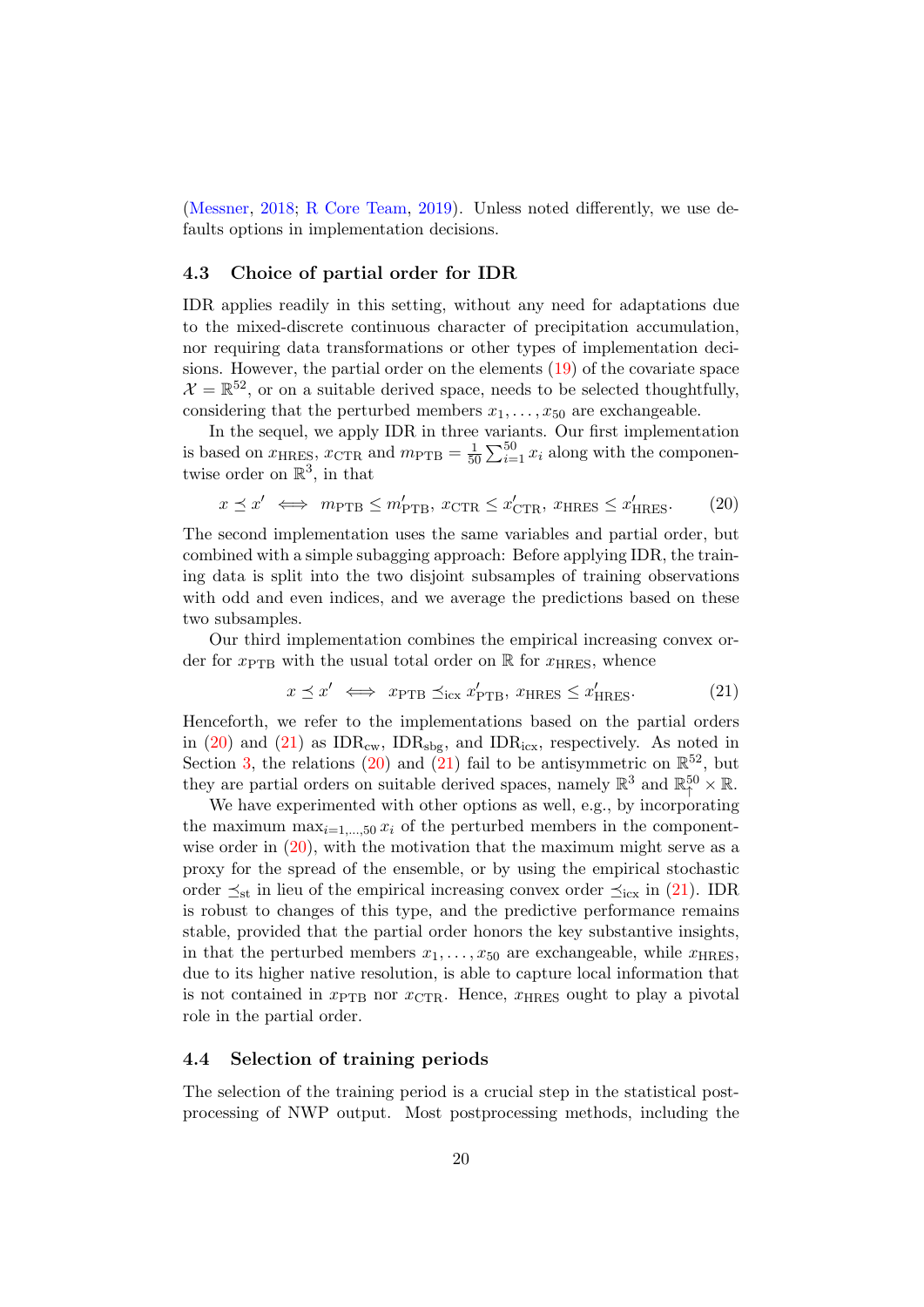(Messner, 2018; R Core Team, 2019). Unless noted differently, we use defaults options in implementation decisions.

### 4.3 Choice of partial order for IDR

IDR applies readily in this setting, without any need for adaptations due to the mixed-discrete continuous character of precipitation accumulation, nor requiring data transformations or other types of implementation decisions. However, the partial order on the elements (19) of the covariate space $\mathcal{X} = \mathbb{R}^{52}$, or on a suitable derived space, needs to be selected thoughtfully, considering that the perturbed members $x_1, \ldots, x_{50}$ are exchangeable.

In the sequel, we apply IDR in three variants. Our first implementation is based on $x_{\text{HRES}}$, $x_{\text{CTR}}$ and $m_{\text{PTB}} = \frac{1}{50}\sum_{i=1}^{50} x_i$ along with the componentwise order on $\mathbb{R}^3$, in that

$$x \preceq x' \iff m_{\text{PTB}} \le m'_{\text{PTB}},\; x_{\text{CTR}} \le x'_{\text{CTR}},\; x_{\text{HRES}} \le x'_{\text{HRES}}. \tag{20}$$

The second implementation uses the same variables and partial order, but combined with a simple subagging approach: Before applying IDR, the training data is split into the two disjoint subsamples of training observations with odd and even indices, and we average the predictions based on these two subsamples.

Our third implementation combines the empirical increasing convex order for $x_{\text{PTB}}$ with the usual total order on $\mathbb{R}$ for $x_{\text{HRES}}$, whence

$$x \preceq x' \iff x_{\text{PTB}} \preceq_{\text{icx}} x'_{\text{PTB}},\; x_{\text{HRES}} \le x'_{\text{HRES}}. \tag{21}$$

Henceforth, we refer to the implementations based on the partial orders in (20) and (21) as $\text{IDR}_{\text{cw}}$, $\text{IDR}_{\text{sbg}}$, and $\text{IDR}_{\text{icx}}$, respectively. As noted in Section 3, the relations (20) and (21) fail to be antisymmetric on $\mathbb{R}^{52}$, but they are partial orders on suitable derived spaces, namely $\mathbb{R}^3$ and $\mathbb{R}^{50}_{\uparrow} \times \mathbb{R}$.

We have experimented with other options as well, e.g., by incorporating the maximum $\max_{i=1,\ldots,50} x_i$ of the perturbed members in the componentwise order in (20), with the motivation that the maximum might serve as a proxy for the spread of the ensemble, or by using the empirical stochastic order $\preceq_{\text{st}}$ in lieu of the empirical increasing convex order $\preceq_{\text{icx}}$ in (21). IDR is robust to changes of this type, and the predictive performance remains stable, provided that the partial order honors the key substantive insights, in that the perturbed members $x_1, \ldots, x_{50}$ are exchangeable, while $x_{\text{HRES}}$, due to its higher native resolution, is able to capture local information that is not contained in $x_{\text{PTB}}$ nor $x_{\text{CTR}}$. Hence, $x_{\text{HRES}}$ ought to play a pivotal role in the partial order.

### 4.4 Selection of training periods

The selection of the training period is a crucial step in the statistical postprocessing of NWP output. Most postprocessing methods, including the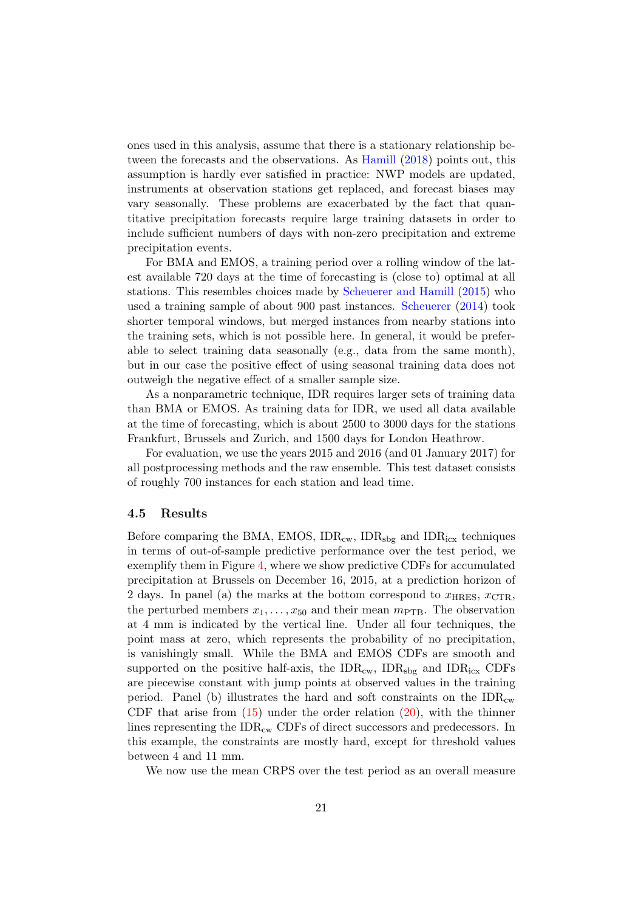ones used in this analysis, assume that there is a stationary relationship between the forecasts and the observations. As Hamill (2018) points out, this assumption is hardly ever satisfied in practice: NWP models are updated, instruments at observation stations get replaced, and forecast biases may vary seasonally. These problems are exacerbated by the fact that quantitative precipitation forecasts require large training datasets in order to include sufficient numbers of days with non-zero precipitation and extreme precipitation events.

For BMA and EMOS, a training period over a rolling window of the latest available 720 days at the time of forecasting is (close to) optimal at all stations. This resembles choices made by Scheuerer and Hamill (2015) who used a training sample of about 900 past instances. Scheuerer (2014) took shorter temporal windows, but merged instances from nearby stations into the training sets, which is not possible here. In general, it would be preferable to select training data seasonally (e.g., data from the same month), but in our case the positive effect of using seasonal training data does not outweigh the negative effect of a smaller sample size.

As a nonparametric technique, IDR requires larger sets of training data than BMA or EMOS. As training data for IDR, we used all data available at the time of forecasting, which is about 2500 to 3000 days for the stations Frankfurt, Brussels and Zurich, and 1500 days for London Heathrow.

For evaluation, we use the years 2015 and 2016 (and 01 January 2017) for all postprocessing methods and the raw ensemble. This test dataset consists of roughly 700 instances for each station and lead time.

### 4.5 Results

Before comparing the BMA, EMOS, $\text{IDR}_{\text{cw}}$, $\text{IDR}_{\text{sbg}}$ and $\text{IDR}_{\text{icx}}$ techniques in terms of out-of-sample predictive performance over the test period, we exemplify them in Figure 4, where we show predictive CDFs for accumulated precipitation at Brussels on December 16, 2015, at a prediction horizon of 2 days. In panel (a) the marks at the bottom correspond to $x_{\text{HRES}}$, $x_{\text{CTR}}$, the perturbed members $x_1, \ldots, x_{50}$ and their mean $m_{\text{PTB}}$. The observation at 4 mm is indicated by the vertical line. Under all four techniques, the point mass at zero, which represents the probability of no precipitation, is vanishingly small. While the BMA and EMOS CDFs are smooth and supported on the positive half-axis, the $\text{IDR}_{\text{cw}}$, $\text{IDR}_{\text{sbg}}$ and $\text{IDR}_{\text{icx}}$ CDFs are piecewise constant with jump points at observed values in the training period. Panel (b) illustrates the hard and soft constraints on the $\text{IDR}_{\text{cw}}$ CDF that arise from (15) under the order relation (20), with the thinner lines representing the $\text{IDR}_{\text{cw}}$ CDFs of direct successors and predecessors. In this example, the constraints are mostly hard, except for threshold values between 4 and 11 mm.

We now use the mean CRPS over the test period as an overall measure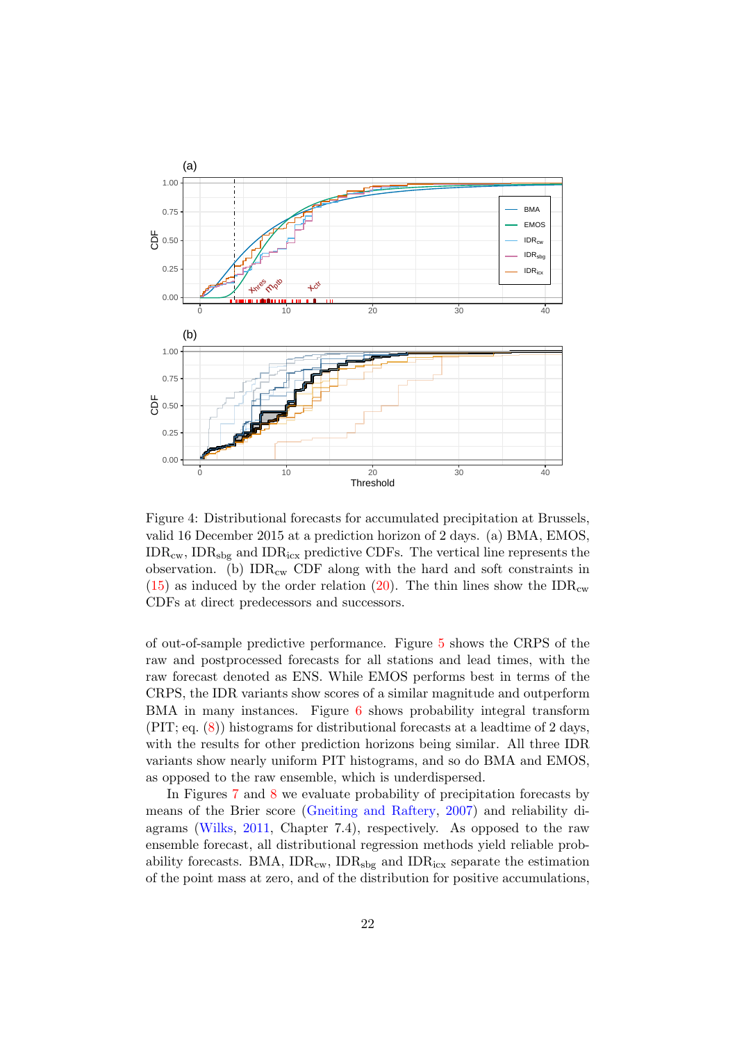Figure 4: Distributional forecasts for accumulated precipitation at Brussels, valid 16 December 2015 at a prediction horizon of 2 days. (a) BMA, EMOS, $\text{IDR}_{\text{cw}}$, $\text{IDR}_{\text{sbg}}$ and $\text{IDR}_{\text{icx}}$ predictive CDFs. The vertical line represents the observation. (b) $\text{IDR}_{\text{cw}}$ CDF along with the hard and soft constraints in (15) as induced by the order relation (20). The thin lines show the $\text{IDR}_{\text{cw}}$ CDFs at direct predecessors and successors.

of out-of-sample predictive performance. Figure 5 shows the CRPS of the raw and postprocessed forecasts for all stations and lead times, with the raw forecast denoted as ENS. While EMOS performs best in terms of the CRPS, the IDR variants show scores of a similar magnitude and outperform BMA in many instances. Figure 6 shows probability integral transform (PIT; eq. (8)) histograms for distributional forecasts at a leadtime of 2 days, with the results for other prediction horizons being similar. All three IDR variants show nearly uniform PIT histograms, and so do BMA and EMOS, as opposed to the raw ensemble, which is underdispersed.

In Figures 7 and 8 we evaluate probability of precipitation forecasts by means of the Brier score (Gneiting and Raftery, 2007) and reliability diagrams (Wilks, 2011, Chapter 7.4), respectively. As opposed to the raw ensemble forecast, all distributional regression methods yield reliable probability forecasts. BMA, $\text{IDR}_{\text{cw}}$, $\text{IDR}_{\text{sbg}}$ and $\text{IDR}_{\text{icx}}$ separate the estimation of the point mass at zero, and of the distribution for positive accumulations,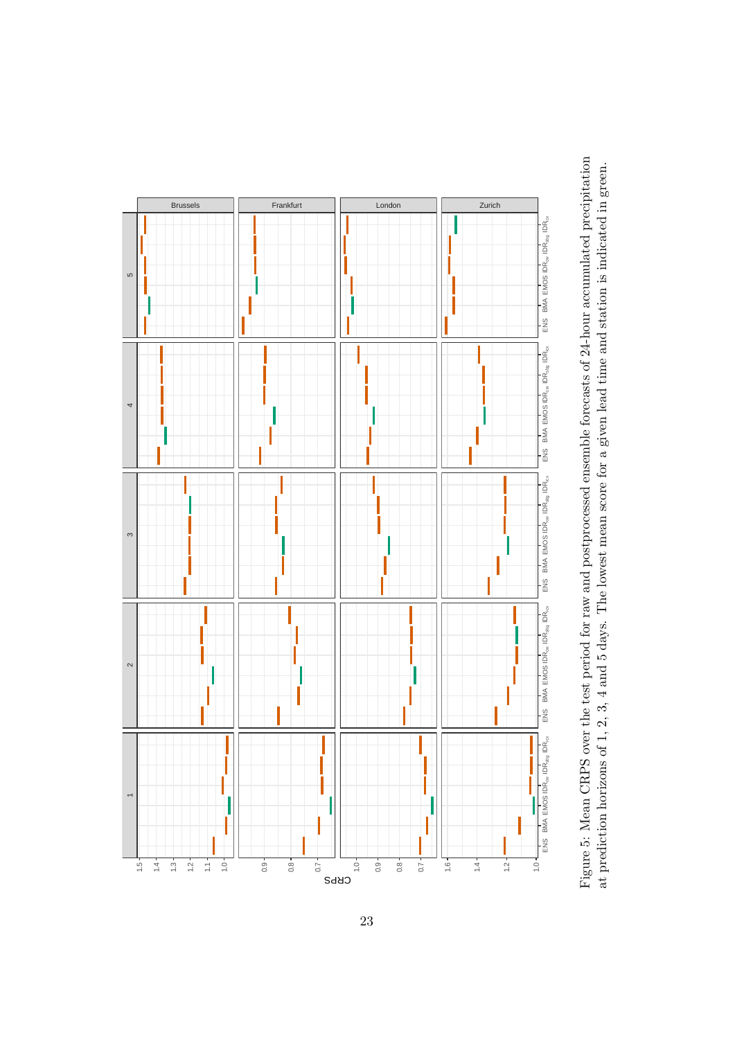Figure 5: Mean CRPS over the test period for raw and postprocessed ensemble forecasts of 24-hour accumulated precipitation at prediction horizons of 1, 2, 3, 4 and 5 days. The lowest mean score for a given lead time and station is indicated in green.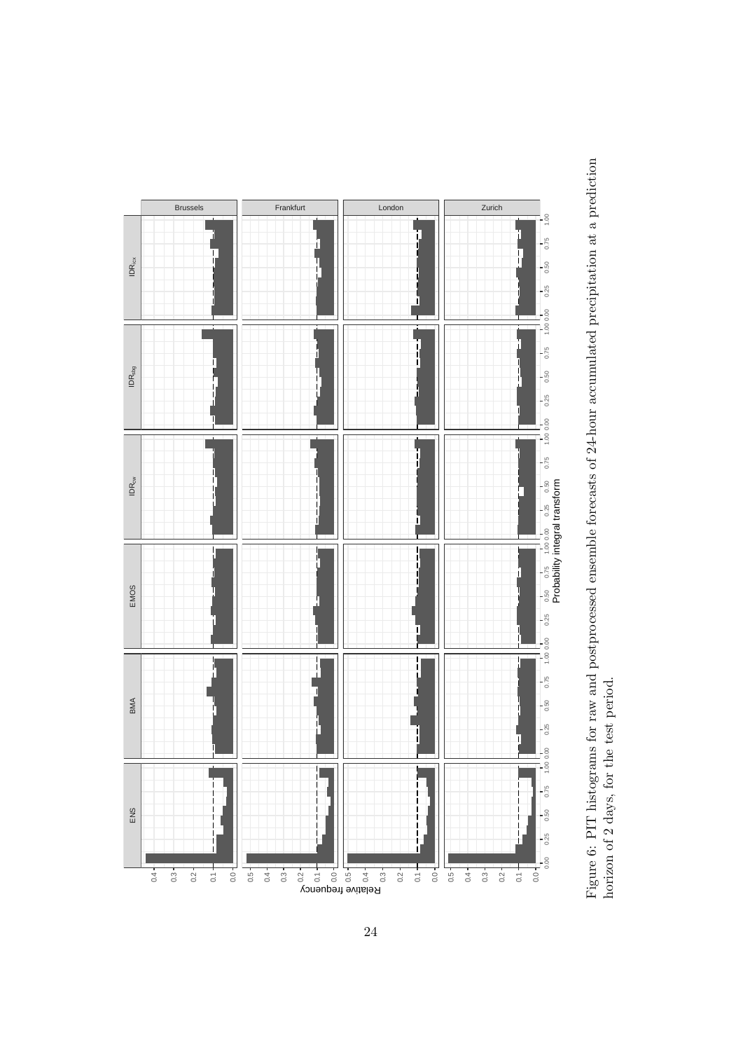Figure 6: PIT histograms for raw and postprocessed ensemble forecasts of 24-hour accumulated precipitation at a prediction horizon of 2 days, for the test period.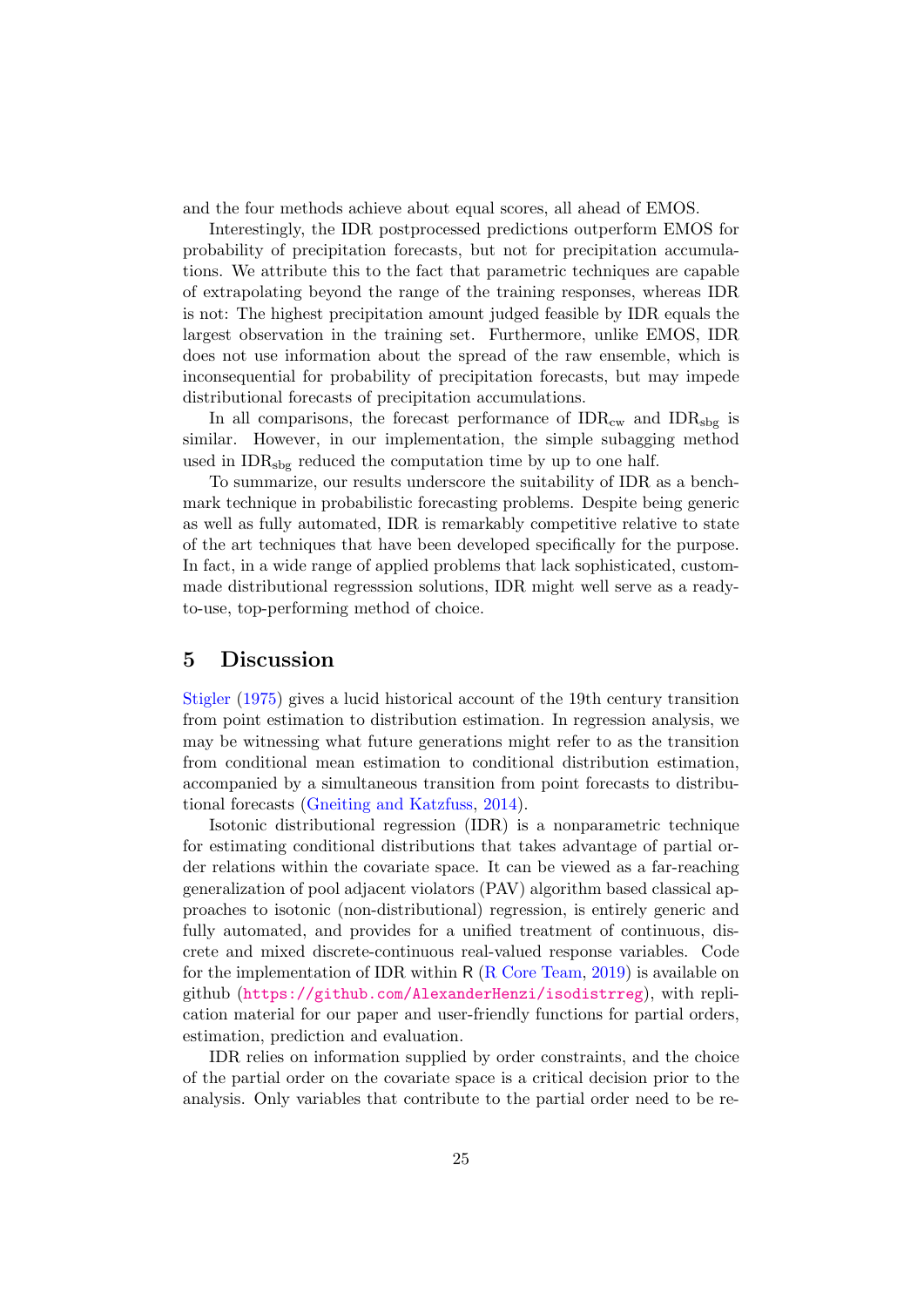and the four methods achieve about equal scores, all ahead of EMOS.

Interestingly, the IDR postprocessed predictions outperform EMOS for probability of precipitation forecasts, but not for precipitation accumulations. We attribute this to the fact that parametric techniques are capable of extrapolating beyond the range of the training responses, whereas IDR is not: The highest precipitation amount judged feasible by IDR equals the largest observation in the training set. Furthermore, unlike EMOS, IDR does not use information about the spread of the raw ensemble, which is inconsequential for probability of precipitation forecasts, but may impede distributional forecasts of precipitation accumulations.

In all comparisons, the forecast performance of $\text{IDR}_{\text{cw}}$ and $\text{IDR}_{\text{sbg}}$ is similar. However, in our implementation, the simple subagging method used in $\text{IDR}_{\text{sbg}}$ reduced the computation time by up to one half.

To summarize, our results underscore the suitability of IDR as a benchmark technique in probabilistic forecasting problems. Despite being generic as well as fully automated, IDR is remarkably competitive relative to state of the art techniques that have been developed specifically for the purpose. In fact, in a wide range of applied problems that lack sophisticated, custom-made distributional regresssion solutions, IDR might well serve as a ready-to-use, top-performing method of choice.

## 5 Discussion

Stigler (1975) gives a lucid historical account of the 19th century transition from point estimation to distribution estimation. In regression analysis, we may be witnessing what future generations might refer to as the transition from conditional mean estimation to conditional distribution estimation, accompanied by a simultaneous transition from point forecasts to distributional forecasts (Gneiting and Katzfuss, 2014).

Isotonic distributional regression (IDR) is a nonparametric technique for estimating conditional distributions that takes advantage of partial order relations within the covariate space. It can be viewed as a far-reaching generalization of pool adjacent violators (PAV) algorithm based classical approaches to isotonic (non-distributional) regression, is entirely generic and fully automated, and provides for a unified treatment of continuous, discrete and mixed discrete-continuous real-valued response variables. Code for the implementation of IDR within R (R Core Team, 2019) is available on github (https://github.com/AlexanderHenzi/isodistrreg), with replication material for our paper and user-friendly functions for partial orders, estimation, prediction and evaluation.

IDR relies on information supplied by order constraints, and the choice of the partial order on the covariate space is a critical decision prior to the analysis. Only variables that contribute to the partial order need to be re-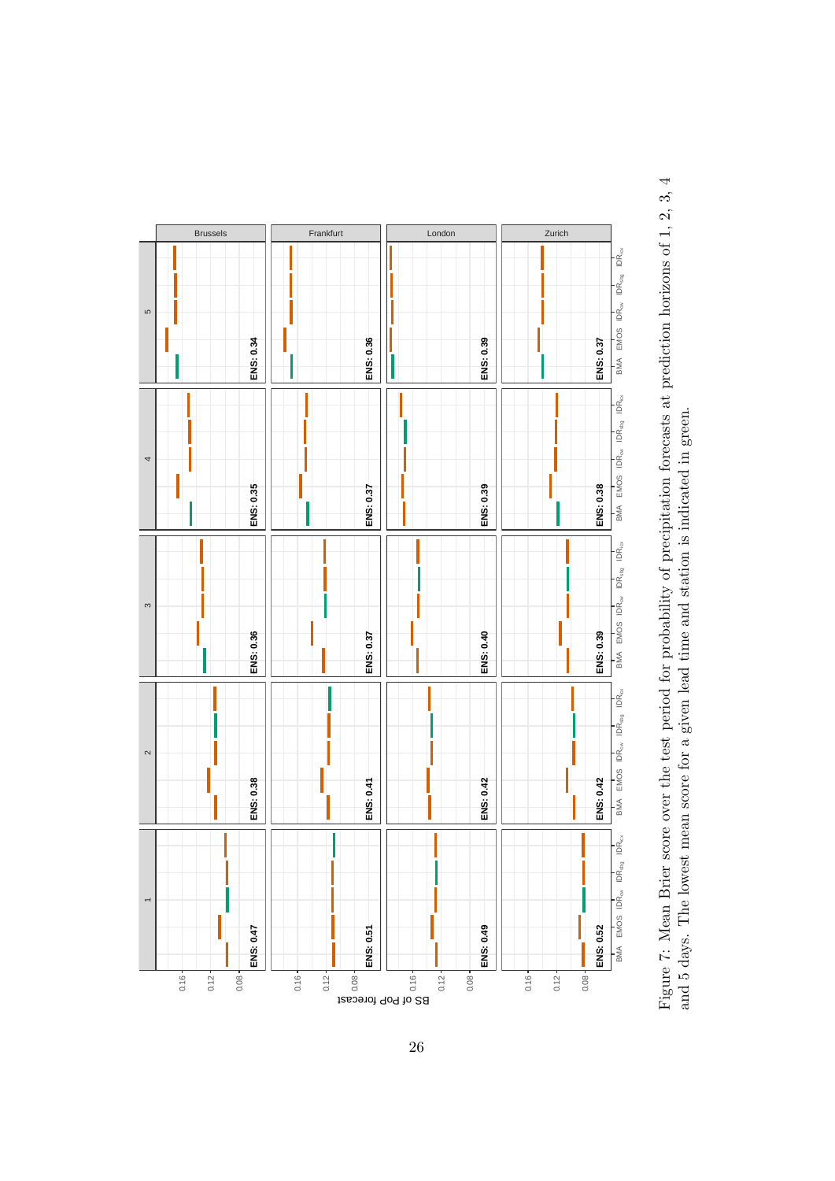Figure 7: Mean Brier score over the test period for probability of precipitation forecasts at prediction horizons of 1, 2, 3, 4 and 5 days. The lowest mean score for a given lead time and station is indicated in green.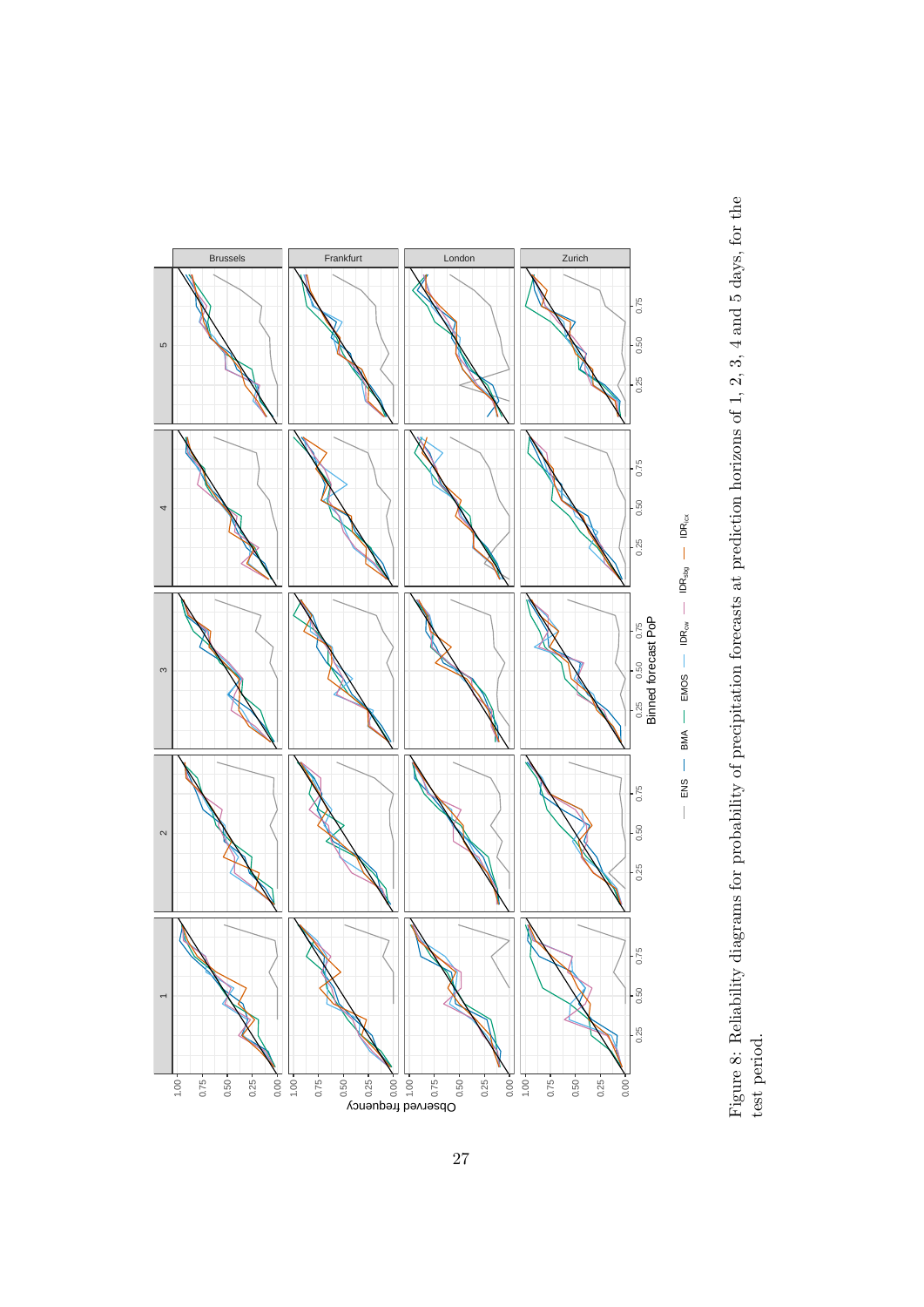Figure 8: Reliability diagrams for probability of precipitation forecasts at prediction horizons of 1, 2, 3, 4 and 5 days, for the test period.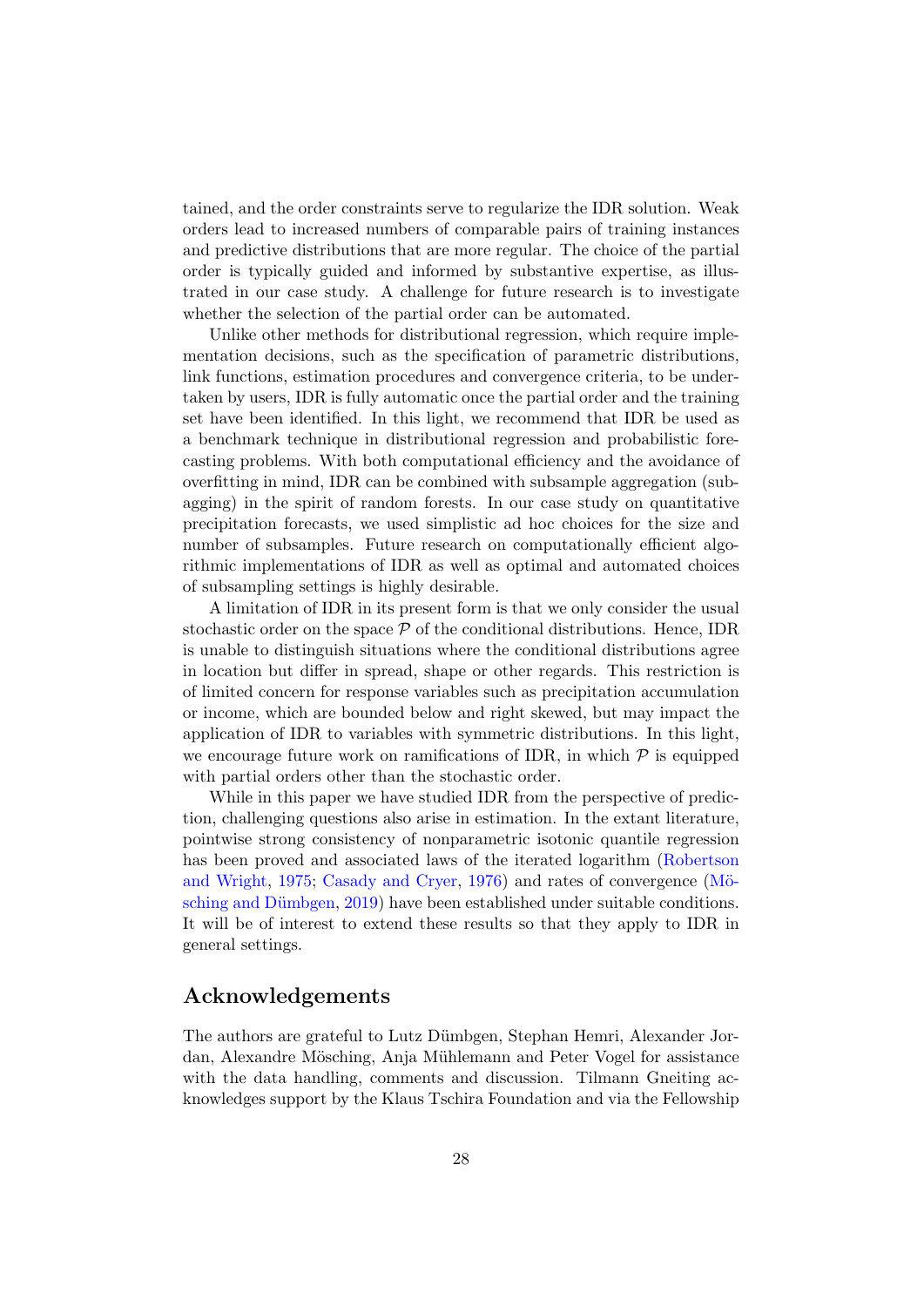tained, and the order constraints serve to regularize the IDR solution. Weak orders lead to increased numbers of comparable pairs of training instances and predictive distributions that are more regular. The choice of the partial order is typically guided and informed by substantive expertise, as illustrated in our case study. A challenge for future research is to investigate whether the selection of the partial order can be automated.

Unlike other methods for distributional regression, which require implementation decisions, such as the specification of parametric distributions, link functions, estimation procedures and convergence criteria, to be undertaken by users, IDR is fully automatic once the partial order and the training set have been identified. In this light, we recommend that IDR be used as a benchmark technique in distributional regression and probabilistic forecasting problems. With both computational efficiency and the avoidance of overfitting in mind, IDR can be combined with subsample aggregation (subagging) in the spirit of random forests. In our case study on quantitative precipitation forecasts, we used simplistic ad hoc choices for the size and number of subsamples. Future research on computationally efficient algorithmic implementations of IDR as well as optimal and automated choices of subsampling settings is highly desirable.

A limitation of IDR in its present form is that we only consider the usual stochastic order on the space $\mathcal{P}$ of the conditional distributions. Hence, IDR is unable to distinguish situations where the conditional distributions agree in location but differ in spread, shape or other regards. This restriction is of limited concern for response variables such as precipitation accumulation or income, which are bounded below and right skewed, but may impact the application of IDR to variables with symmetric distributions. In this light, we encourage future work on ramifications of IDR, in which $\mathcal{P}$ is equipped with partial orders other than the stochastic order.

While in this paper we have studied IDR from the perspective of prediction, challenging questions also arise in estimation. In the extant literature, pointwise strong consistency of nonparametric isotonic quantile regression has been proved and associated laws of the iterated logarithm (Robertson and Wright, 1975; Casady and Cryer, 1976) and rates of convergence (Mösching and Dümbgen, 2019) have been established under suitable conditions. It will be of interest to extend these results so that they apply to IDR in general settings.

## Acknowledgements

The authors are grateful to Lutz Dümbgen, Stephan Hemri, Alexander Jordan, Alexandre Mösching, Anja Mühlemann and Peter Vogel for assistance with the data handling, comments and discussion. Tilmann Gneiting acknowledges support by the Klaus Tschira Foundation and via the Fellowship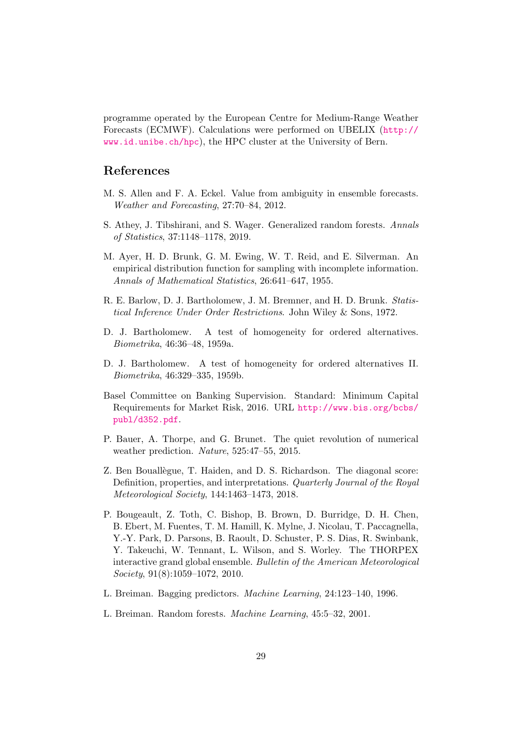programme operated by the European Centre for Medium-Range Weather Forecasts (ECMWF). Calculations were performed on UBELIX (http://www.id.unibe.ch/hpc), the HPC cluster at the University of Bern.

## References

M. S. Allen and F. A. Eckel. Value from ambiguity in ensemble forecasts. *Weather and Forecasting*, 27:70–84, 2012.

S. Athey, J. Tibshirani, and S. Wager. Generalized random forests. *Annals of Statistics*, 37:1148–1178, 2019.

M. Ayer, H. D. Brunk, G. M. Ewing, W. T. Reid, and E. Silverman. An empirical distribution function for sampling with incomplete information. *Annals of Mathematical Statistics*, 26:641–647, 1955.

R. E. Barlow, D. J. Bartholomew, J. M. Bremner, and H. D. Brunk. *Statistical Inference Under Order Restrictions*. John Wiley & Sons, 1972.

D. J. Bartholomew. A test of homogeneity for ordered alternatives. *Biometrika*, 46:36–48, 1959a.

D. J. Bartholomew. A test of homogeneity for ordered alternatives II. *Biometrika*, 46:329–335, 1959b.

Basel Committee on Banking Supervision. Standard: Minimum Capital Requirements for Market Risk, 2016. URL http://www.bis.org/bcbs/publ/d352.pdf.

P. Bauer, A. Thorpe, and G. Brunet. The quiet revolution of numerical weather prediction. *Nature*, 525:47–55, 2015.

Z. Ben Bouallègue, T. Haiden, and D. S. Richardson. The diagonal score: Definition, properties, and interpretations. *Quarterly Journal of the Royal Meteorological Society*, 144:1463–1473, 2018.

P. Bougeault, Z. Toth, C. Bishop, B. Brown, D. Burridge, D. H. Chen, B. Ebert, M. Fuentes, T. M. Hamill, K. Mylne, J. Nicolau, T. Paccagnella, Y.-Y. Park, D. Parsons, B. Raoult, D. Schuster, P. S. Dias, R. Swinbank, Y. Takeuchi, W. Tennant, L. Wilson, and S. Worley. The THORPEX interactive grand global ensemble. *Bulletin of the American Meteorological Society*, 91(8):1059–1072, 2010.

L. Breiman. Bagging predictors. *Machine Learning*, 24:123–140, 1996.

L. Breiman. Random forests. *Machine Learning*, 45:5–32, 2001.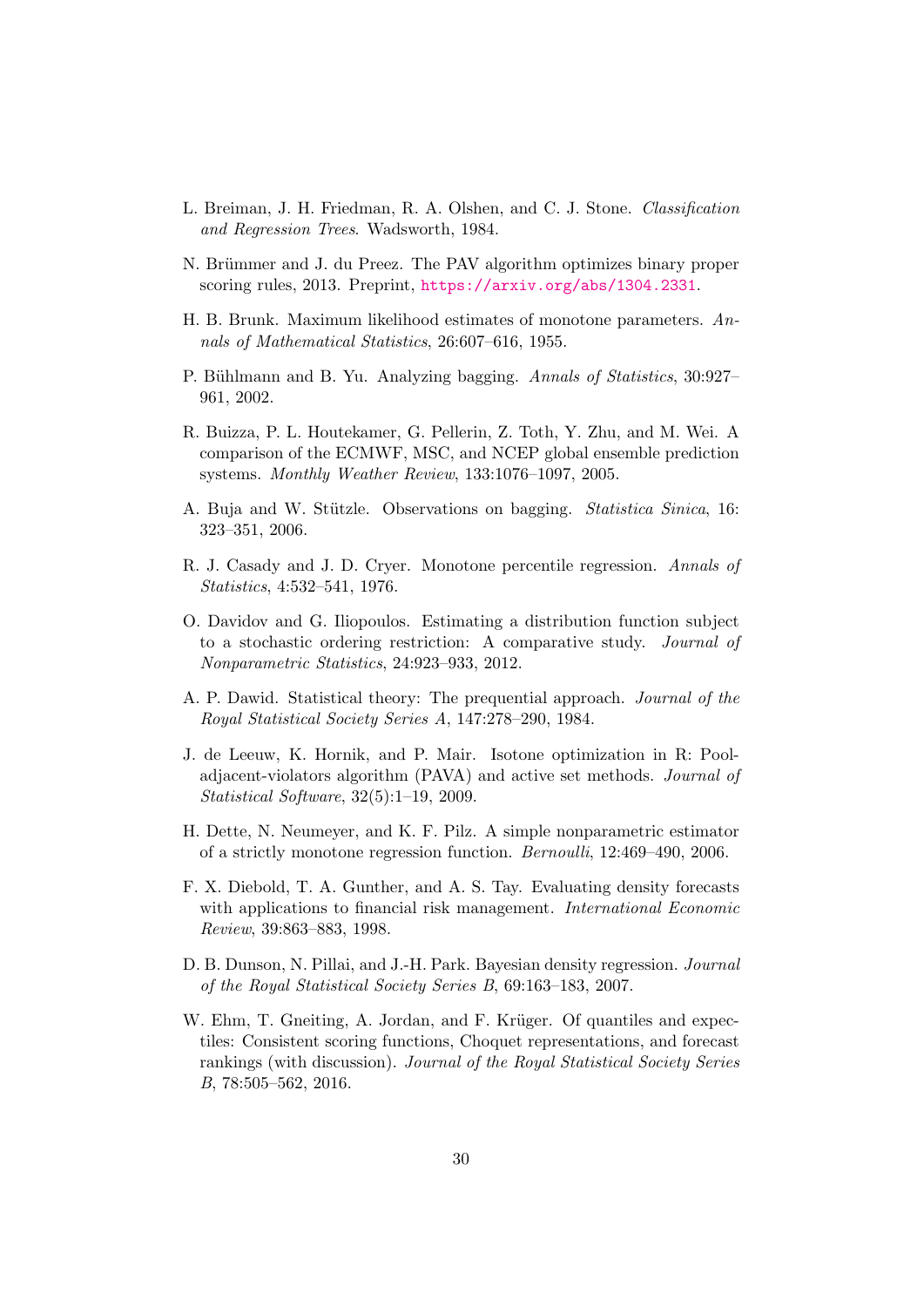L. Breiman, J. H. Friedman, R. A. Olshen, and C. J. Stone. *Classification and Regression Trees*. Wadsworth, 1984.

N. Brümmer and J. du Preez. The PAV algorithm optimizes binary proper scoring rules, 2013. Preprint, https://arxiv.org/abs/1304.2331.

H. B. Brunk. Maximum likelihood estimates of monotone parameters. *Annals of Mathematical Statistics*, 26:607–616, 1955.

P. Bühlmann and B. Yu. Analyzing bagging. *Annals of Statistics*, 30:927–961, 2002.

R. Buizza, P. L. Houtekamer, G. Pellerin, Z. Toth, Y. Zhu, and M. Wei. A comparison of the ECMWF, MSC, and NCEP global ensemble prediction systems. *Monthly Weather Review*, 133:1076–1097, 2005.

A. Buja and W. Stützle. Observations on bagging. *Statistica Sinica*, 16: 323–351, 2006.

R. J. Casady and J. D. Cryer. Monotone percentile regression. *Annals of Statistics*, 4:532–541, 1976.

O. Davidov and G. Iliopoulos. Estimating a distribution function subject to a stochastic ordering restriction: A comparative study. *Journal of Nonparametric Statistics*, 24:923–933, 2012.

A. P. Dawid. Statistical theory: The prequential approach. *Journal of the Royal Statistical Society Series A*, 147:278–290, 1984.

J. de Leeuw, K. Hornik, and P. Mair. Isotone optimization in R: Pool-adjacent-violators algorithm (PAVA) and active set methods. *Journal of Statistical Software*, 32(5):1–19, 2009.

H. Dette, N. Neumeyer, and K. F. Pilz. A simple nonparametric estimator of a strictly monotone regression function. *Bernoulli*, 12:469–490, 2006.

F. X. Diebold, T. A. Gunther, and A. S. Tay. Evaluating density forecasts with applications to financial risk management. *International Economic Review*, 39:863–883, 1998.

D. B. Dunson, N. Pillai, and J.-H. Park. Bayesian density regression. *Journal of the Royal Statistical Society Series B*, 69:163–183, 2007.

W. Ehm, T. Gneiting, A. Jordan, and F. Krüger. Of quantiles and expectiles: Consistent scoring functions, Choquet representations, and forecast rankings (with discussion). *Journal of the Royal Statistical Society Series B*, 78:505–562, 2016.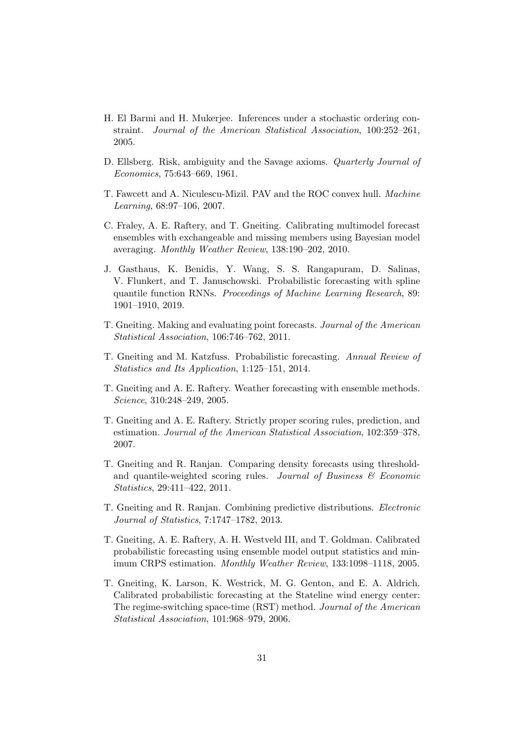H. El Barmi and H. Mukerjee. Inferences under a stochastic ordering constraint. *Journal of the American Statistical Association*, 100:252–261, 2005.

D. Ellsberg. Risk, ambiguity and the Savage axioms. *Quarterly Journal of Economics*, 75:643–669, 1961.

T. Fawcett and A. Niculescu-Mizil. PAV and the ROC convex hull. *Machine Learning*, 68:97–106, 2007.

C. Fraley, A. E. Raftery, and T. Gneiting. Calibrating multimodel forecast ensembles with exchangeable and missing members using Bayesian model averaging. *Monthly Weather Review*, 138:190–202, 2010.

J. Gasthaus, K. Benidis, Y. Wang, S. S. Rangapuram, D. Salinas, V. Flunkert, and T. Januschowski. Probabilistic forecasting with spline quantile function RNNs. *Proceedings of Machine Learning Research*, 89: 1901–1910, 2019.

T. Gneiting. Making and evaluating point forecasts. *Journal of the American Statistical Association*, 106:746–762, 2011.

T. Gneiting and M. Katzfuss. Probabilistic forecasting. *Annual Review of Statistics and Its Application*, 1:125–151, 2014.

T. Gneiting and A. E. Raftery. Weather forecasting with ensemble methods. *Science*, 310:248–249, 2005.

T. Gneiting and A. E. Raftery. Strictly proper scoring rules, prediction, and estimation. *Journal of the American Statistical Association*, 102:359–378, 2007.

T. Gneiting and R. Ranjan. Comparing density forecasts using threshold- and quantile-weighted scoring rules. *Journal of Business & Economic Statistics*, 29:411–422, 2011.

T. Gneiting and R. Ranjan. Combining predictive distributions. *Electronic Journal of Statistics*, 7:1747–1782, 2013.

T. Gneiting, A. E. Raftery, A. H. Westveld III, and T. Goldman. Calibrated probabilistic forecasting using ensemble model output statistics and minimum CRPS estimation. *Monthly Weather Review*, 133:1098–1118, 2005.

T. Gneiting, K. Larson, K. Westrick, M. G. Genton, and E. A. Aldrich. Calibrated probabilistic forecasting at the Stateline wind energy center: The regime-switching space-time (RST) method. *Journal of the American Statistical Association*, 101:968–979, 2006.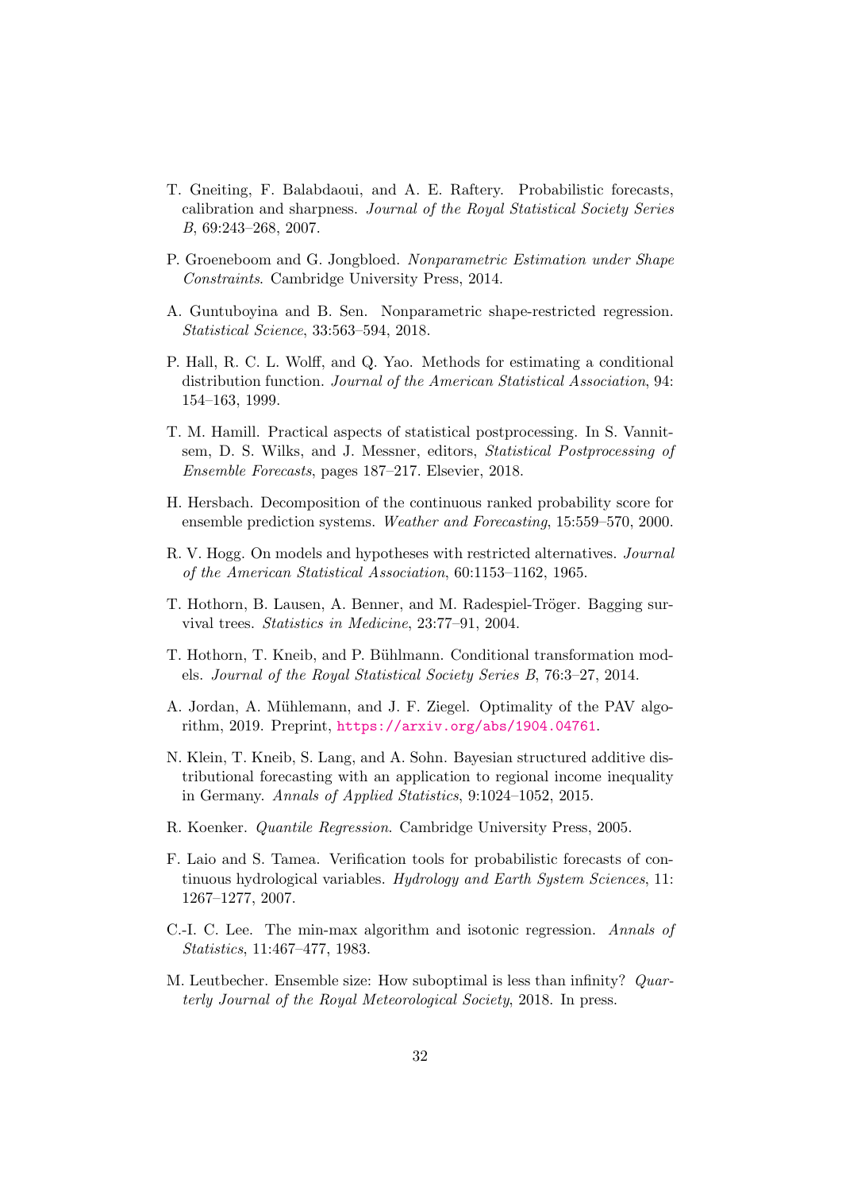T. Gneiting, F. Balabdaoui, and A. E. Raftery. Probabilistic forecasts, calibration and sharpness. *Journal of the Royal Statistical Society Series B*, 69:243–268, 2007.

P. Groeneboom and G. Jongbloed. *Nonparametric Estimation under Shape Constraints*. Cambridge University Press, 2014.

A. Guntuboyina and B. Sen. Nonparametric shape-restricted regression. *Statistical Science*, 33:563–594, 2018.

P. Hall, R. C. L. Wolff, and Q. Yao. Methods for estimating a conditional distribution function. *Journal of the American Statistical Association*, 94: 154–163, 1999.

T. M. Hamill. Practical aspects of statistical postprocessing. In S. Vannitsem, D. S. Wilks, and J. Messner, editors, *Statistical Postprocessing of Ensemble Forecasts*, pages 187–217. Elsevier, 2018.

H. Hersbach. Decomposition of the continuous ranked probability score for ensemble prediction systems. *Weather and Forecasting*, 15:559–570, 2000.

R. V. Hogg. On models and hypotheses with restricted alternatives. *Journal of the American Statistical Association*, 60:1153–1162, 1965.

T. Hothorn, B. Lausen, A. Benner, and M. Radespiel-Tröger. Bagging survival trees. *Statistics in Medicine*, 23:77–91, 2004.

T. Hothorn, T. Kneib, and P. Bühlmann. Conditional transformation models. *Journal of the Royal Statistical Society Series B*, 76:3–27, 2014.

A. Jordan, A. Mühlemann, and J. F. Ziegel. Optimality of the PAV algorithm, 2019. Preprint, https://arxiv.org/abs/1904.04761.

N. Klein, T. Kneib, S. Lang, and A. Sohn. Bayesian structured additive distributional forecasting with an application to regional income inequality in Germany. *Annals of Applied Statistics*, 9:1024–1052, 2015.

R. Koenker. *Quantile Regression*. Cambridge University Press, 2005.

F. Laio and S. Tamea. Verification tools for probabilistic forecasts of continuous hydrological variables. *Hydrology and Earth System Sciences*, 11: 1267–1277, 2007.

C.-I. C. Lee. The min-max algorithm and isotonic regression. *Annals of Statistics*, 11:467–477, 1983.

M. Leutbecher. Ensemble size: How suboptimal is less than infinity? *Quarterly Journal of the Royal Meteorological Society*, 2018. In press.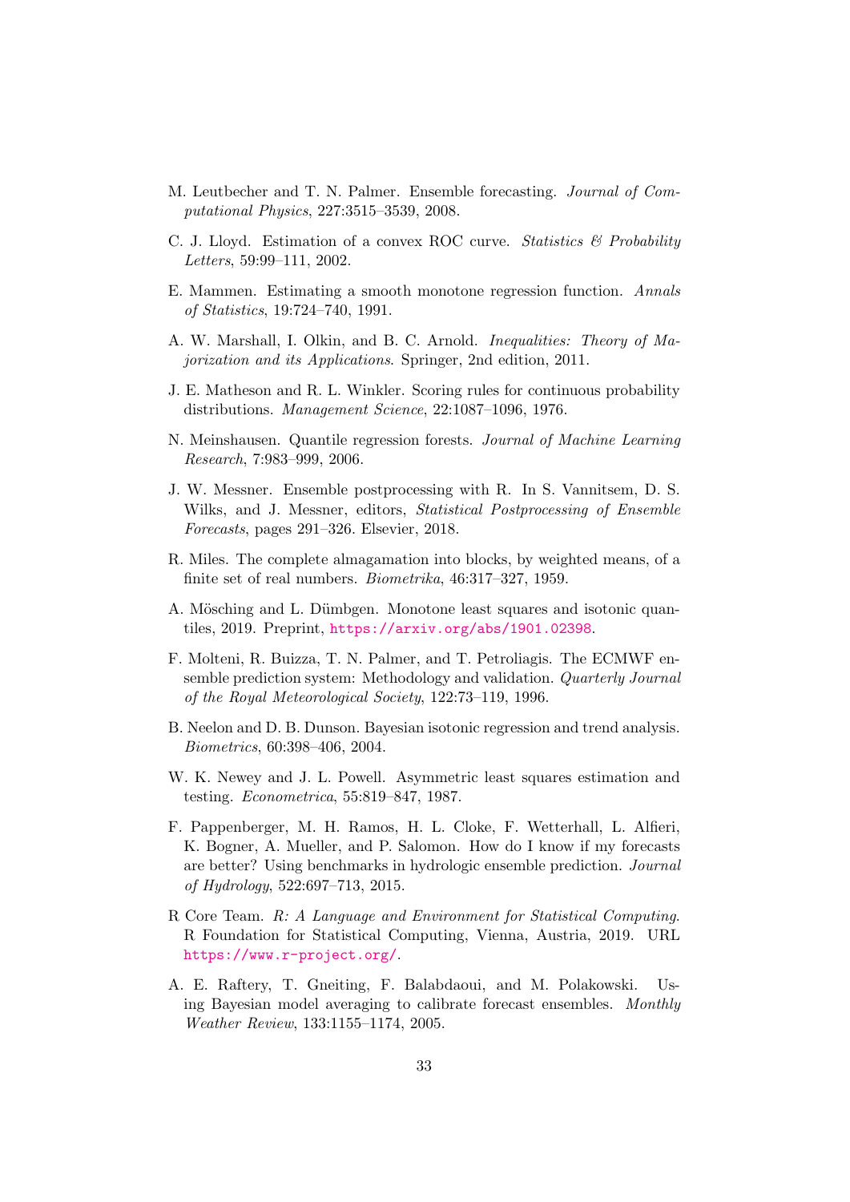M. Leutbecher and T. N. Palmer. Ensemble forecasting. *Journal of Computational Physics*, 227:3515–3539, 2008.

C. J. Lloyd. Estimation of a convex ROC curve. *Statistics & Probability Letters*, 59:99–111, 2002.

E. Mammen. Estimating a smooth monotone regression function. *Annals of Statistics*, 19:724–740, 1991.

A. W. Marshall, I. Olkin, and B. C. Arnold. *Inequalities: Theory of Majorization and its Applications*. Springer, 2nd edition, 2011.

J. E. Matheson and R. L. Winkler. Scoring rules for continuous probability distributions. *Management Science*, 22:1087–1096, 1976.

N. Meinshausen. Quantile regression forests. *Journal of Machine Learning Research*, 7:983–999, 2006.

J. W. Messner. Ensemble postprocessing with R. In S. Vannitsem, D. S. Wilks, and J. Messner, editors, *Statistical Postprocessing of Ensemble Forecasts*, pages 291–326. Elsevier, 2018.

R. Miles. The complete almagamation into blocks, by weighted means, of a finite set of real numbers. *Biometrika*, 46:317–327, 1959.

A. Mösching and L. Dümbgen. Monotone least squares and isotonic quantiles, 2019. Preprint, https://arxiv.org/abs/1901.02398.

F. Molteni, R. Buizza, T. N. Palmer, and T. Petroliagis. The ECMWF ensemble prediction system: Methodology and validation. *Quarterly Journal of the Royal Meteorological Society*, 122:73–119, 1996.

B. Neelon and D. B. Dunson. Bayesian isotonic regression and trend analysis. *Biometrics*, 60:398–406, 2004.

W. K. Newey and J. L. Powell. Asymmetric least squares estimation and testing. *Econometrica*, 55:819–847, 1987.

F. Pappenberger, M. H. Ramos, H. L. Cloke, F. Wetterhall, L. Alfieri, K. Bogner, A. Mueller, and P. Salomon. How do I know if my forecasts are better? Using benchmarks in hydrologic ensemble prediction. *Journal of Hydrology*, 522:697–713, 2015.

R Core Team. *R: A Language and Environment for Statistical Computing*. R Foundation for Statistical Computing, Vienna, Austria, 2019. URL https://www.r-project.org/.

A. E. Raftery, T. Gneiting, F. Balabdaoui, and M. Polakowski. Using Bayesian model averaging to calibrate forecast ensembles. *Monthly Weather Review*, 133:1155–1174, 2005.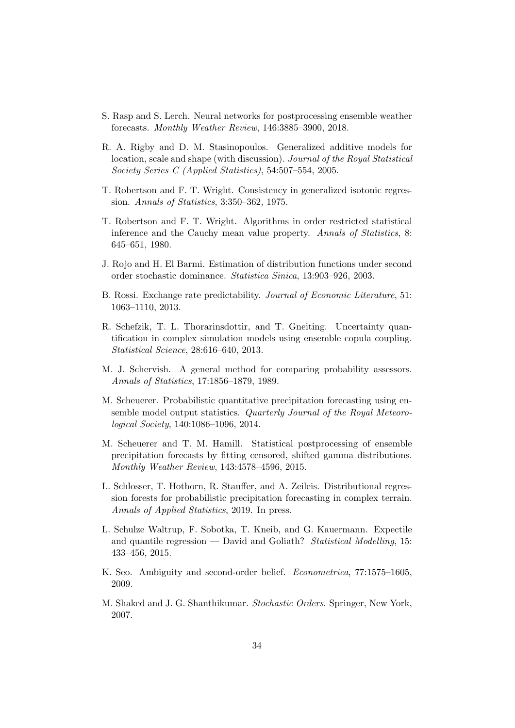S. Rasp and S. Lerch. Neural networks for postprocessing ensemble weather forecasts. *Monthly Weather Review*, 146:3885–3900, 2018.

R. A. Rigby and D. M. Stasinopoulos. Generalized additive models for location, scale and shape (with discussion). *Journal of the Royal Statistical Society Series C (Applied Statistics)*, 54:507–554, 2005.

T. Robertson and F. T. Wright. Consistency in generalized isotonic regression. *Annals of Statistics*, 3:350–362, 1975.

T. Robertson and F. T. Wright. Algorithms in order restricted statistical inference and the Cauchy mean value property. *Annals of Statistics*, 8: 645–651, 1980.

J. Rojo and H. El Barmi. Estimation of distribution functions under second order stochastic dominance. *Statistica Sinica*, 13:903–926, 2003.

B. Rossi. Exchange rate predictability. *Journal of Economic Literature*, 51: 1063–1110, 2013.

R. Schefzik, T. L. Thorarinsdottir, and T. Gneiting. Uncertainty quantification in complex simulation models using ensemble copula coupling. *Statistical Science*, 28:616–640, 2013.

M. J. Schervish. A general method for comparing probability assessors. *Annals of Statistics*, 17:1856–1879, 1989.

M. Scheuerer. Probabilistic quantitative precipitation forecasting using ensemble model output statistics. *Quarterly Journal of the Royal Meteorological Society*, 140:1086–1096, 2014.

M. Scheuerer and T. M. Hamill. Statistical postprocessing of ensemble precipitation forecasts by fitting censored, shifted gamma distributions. *Monthly Weather Review*, 143:4578–4596, 2015.

L. Schlosser, T. Hothorn, R. Stauffer, and A. Zeileis. Distributional regression forests for probabilistic precipitation forecasting in complex terrain. *Annals of Applied Statistics*, 2019. In press.

L. Schulze Waltrup, F. Sobotka, T. Kneib, and G. Kauermann. Expectile and quantile regression — David and Goliath? *Statistical Modelling*, 15: 433–456, 2015.

K. Seo. Ambiguity and second-order belief. *Econometrica*, 77:1575–1605, 2009.

M. Shaked and J. G. Shanthikumar. *Stochastic Orders*. Springer, New York, 2007.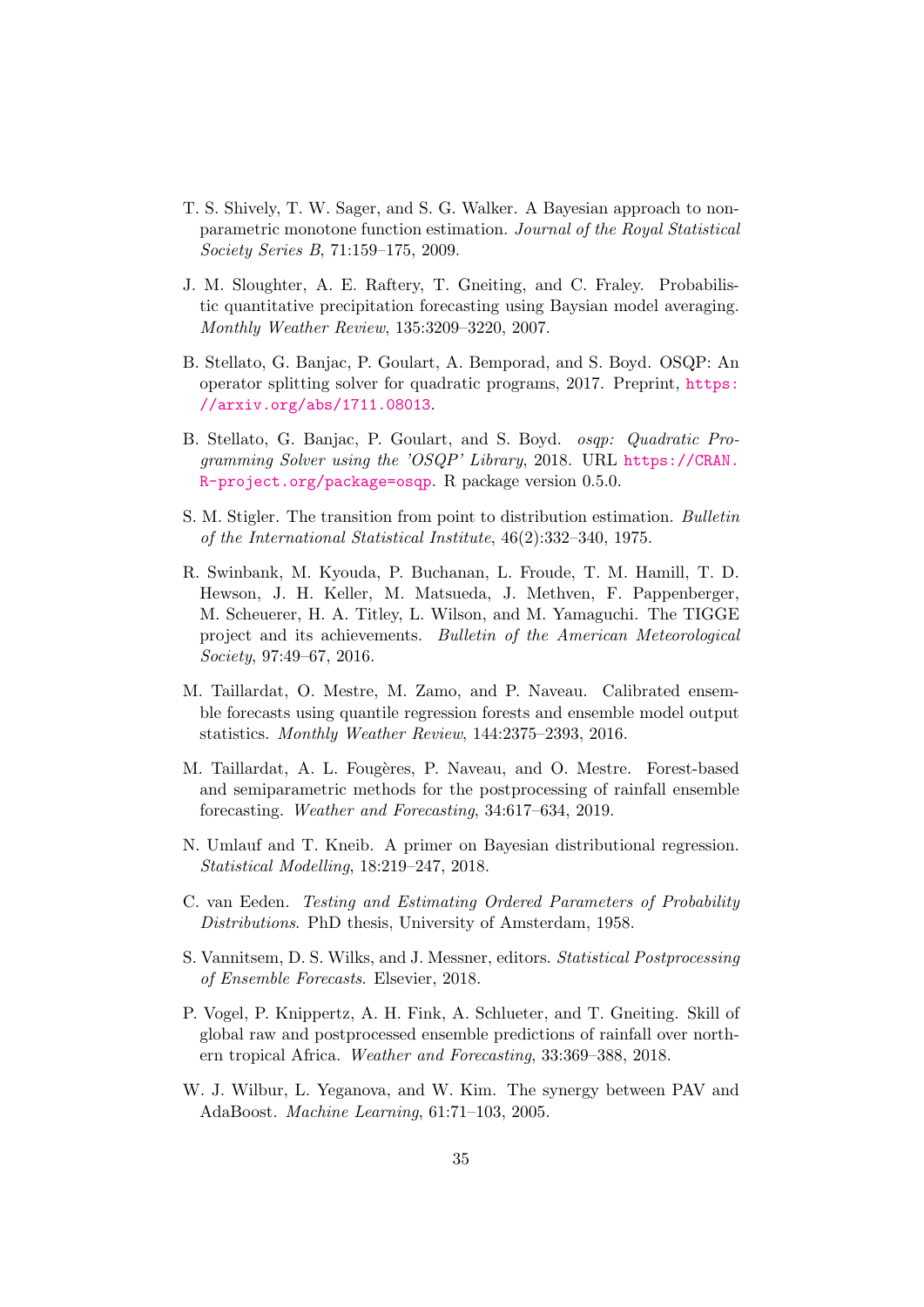T. S. Shively, T. W. Sager, and S. G. Walker. A Bayesian approach to non-parametric monotone function estimation. *Journal of the Royal Statistical Society Series B*, 71:159–175, 2009.

J. M. Sloughter, A. E. Raftery, T. Gneiting, and C. Fraley. Probabilistic quantitative precipitation forecasting using Baysian model averaging. *Monthly Weather Review*, 135:3209–3220, 2007.

B. Stellato, G. Banjac, P. Goulart, A. Bemporad, and S. Boyd. OSQP: An operator splitting solver for quadratic programs, 2017. Preprint, https://arxiv.org/abs/1711.08013.

B. Stellato, G. Banjac, P. Goulart, and S. Boyd. *osqp: Quadratic Programming Solver using the 'OSQP' Library*, 2018. URL https://CRAN.R-project.org/package=osqp. R package version 0.5.0.

S. M. Stigler. The transition from point to distribution estimation. *Bulletin of the International Statistical Institute*, 46(2):332–340, 1975.

R. Swinbank, M. Kyouda, P. Buchanan, L. Froude, T. M. Hamill, T. D. Hewson, J. H. Keller, M. Matsueda, J. Methven, F. Pappenberger, M. Scheuerer, H. A. Titley, L. Wilson, and M. Yamaguchi. The TIGGE project and its achievements. *Bulletin of the American Meteorological Society*, 97:49–67, 2016.

M. Taillardat, O. Mestre, M. Zamo, and P. Naveau. Calibrated ensemble forecasts using quantile regression forests and ensemble model output statistics. *Monthly Weather Review*, 144:2375–2393, 2016.

M. Taillardat, A. L. Fougères, P. Naveau, and O. Mestre. Forest-based and semiparametric methods for the postprocessing of rainfall ensemble forecasting. *Weather and Forecasting*, 34:617–634, 2019.

N. Umlauf and T. Kneib. A primer on Bayesian distributional regression. *Statistical Modelling*, 18:219–247, 2018.

C. van Eeden. *Testing and Estimating Ordered Parameters of Probability Distributions*. PhD thesis, University of Amsterdam, 1958.

S. Vannitsem, D. S. Wilks, and J. Messner, editors. *Statistical Postprocessing of Ensemble Forecasts*. Elsevier, 2018.

P. Vogel, P. Knippertz, A. H. Fink, A. Schlueter, and T. Gneiting. Skill of global raw and postprocessed ensemble predictions of rainfall over northern tropical Africa. *Weather and Forecasting*, 33:369–388, 2018.

W. J. Wilbur, L. Yeganova, and W. Kim. The synergy between PAV and AdaBoost. *Machine Learning*, 61:71–103, 2005.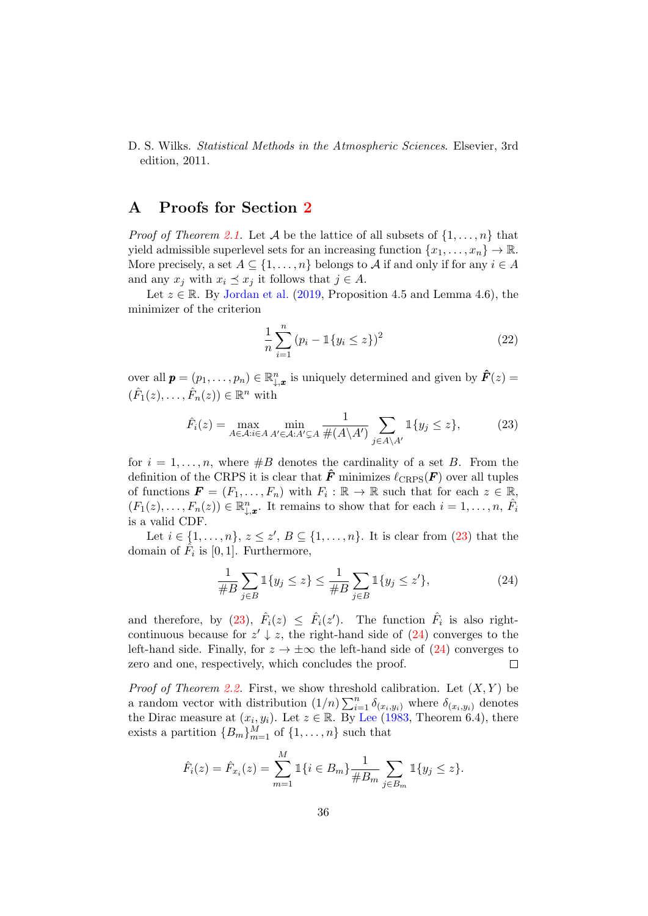D. S. Wilks. *Statistical Methods in the Atmospheric Sciences*. Elsevier, 3rd edition, 2011.

# A Proofs for Section 2

*Proof of Theorem 2.1.* Let $\mathcal{A}$ be the lattice of all subsets of $\{1,\ldots,n\}$ that yield admissible superlevel sets for an increasing function $\{x_1,\ldots,x_n\} \to \mathbb{R}$. More precisely, a set $A \subseteq \{1,\ldots,n\}$ belongs to $\mathcal{A}$ if and only if for any $i \in A$ and any $x_j$ with $x_i \preceq x_j$ it follows that $j \in A$.

Let $z \in \mathbb{R}$. By Jordan et al. (2019, Proposition 4.5 and Lemma 4.6), the minimizer of the criterion

$$\frac{1}{n}\sum_{i=1}^{n}\left(p_i - \mathbb{1}\{y_i \le z\}\right)^2 \tag{22}$$

over all $\boldsymbol{p} = (p_1,\ldots,p_n) \in \mathbb{R}^n_{\downarrow,\boldsymbol{x}}$ is uniquely determined and given by $\hat{\boldsymbol{F}}(z) = (\hat{F}_1(z),\ldots,\hat{F}_n(z)) \in \mathbb{R}^n$ with

$$\hat{F}_i(z) = \max_{A\in\mathcal{A}: i\in A}\ \min_{A'\in\mathcal{A}: A'\subsetneq A} \frac{1}{\#(A\setminus A')}\sum_{j\in A\setminus A'} \mathbb{1}\{y_j \le z\}, \tag{23}$$

for $i = 1,\ldots,n$, where $\#B$ denotes the cardinality of a set $B$. From the definition of the CRPS it is clear that $\hat{\boldsymbol{F}}$ minimizes $\ell_{\mathrm{CRPS}}(\boldsymbol{F})$ over all tuples of functions $\boldsymbol{F} = (F_1,\ldots,F_n)$ with $F_i : \mathbb{R} \to \mathbb{R}$ such that for each $z \in \mathbb{R}$, $(F_1(z),\ldots,F_n(z)) \in \mathbb{R}^n_{\downarrow,\boldsymbol{x}}$. It remains to show that for each $i = 1,\ldots,n$, $\hat{F}_i$ is a valid CDF.

Let $i \in \{1,\ldots,n\}$, $z \le z'$, $B \subseteq \{1,\ldots,n\}$. It is clear from (23) that the domain of $\hat{F}_i$ is $[0,1]$. Furthermore,

$$\frac{1}{\#B}\sum_{j\in B}\mathbb{1}\{y_j \le z\} \le \frac{1}{\#B}\sum_{j\in B}\mathbb{1}\{y_j \le z'\}, \tag{24}$$

and therefore, by (23), $\hat{F}_i(z) \le \hat{F}_i(z')$. The function $\hat{F}_i$ is also right-continuous because for $z' \downarrow z$, the right-hand side of (24) converges to the left-hand side. Finally, for $z \to \pm\infty$ the left-hand side of (24) converges to zero and one, respectively, which concludes the proof. ◻

*Proof of Theorem 2.2.* First, we show threshold calibration. Let $(X, Y)$ be a random vector with distribution $(1/n)\sum_{i=1}^{n}\delta_{(x_i,y_i)}$ where $\delta_{(x_i,y_i)}$ denotes the Dirac measure at $(x_i, y_i)$. Let $z \in \mathbb{R}$. By Lee (1983, Theorem 6.4), there exists a partition $\{B_m\}_{m=1}^{M}$ of $\{1,\ldots,n\}$ such that

$$\hat{F}_i(z) = \hat{F}_{x_i}(z) = \sum_{m=1}^{M}\mathbb{1}\{i \in B_m\}\frac{1}{\#B_m}\sum_{j\in B_m}\mathbb{1}\{y_j \le z\}.$$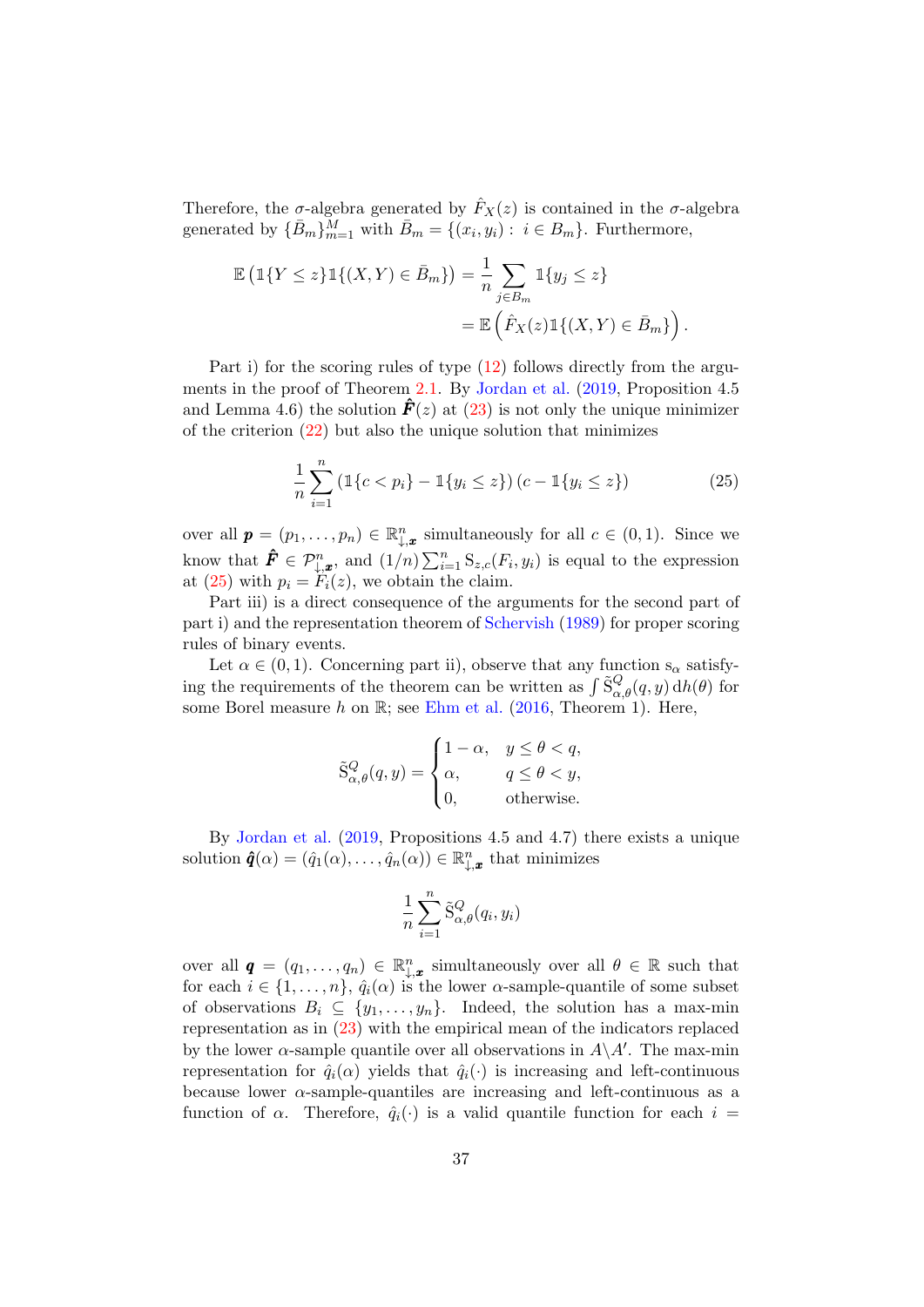Therefore, the $\sigma$-algebra generated by $\hat{F}_X(z)$ is contained in the $\sigma$-algebra generated by $\{\bar{B}_m\}_{m=1}^M$ with $\bar{B}_m = \{(x_i, y_i) : i \in B_m\}$. Furthermore,

$$\begin{aligned}\mathbb{E}\left(\mathbb{1}\{Y \le z\}\mathbb{1}\{(X,Y) \in \bar{B}_m\}\right) &= \frac{1}{n}\sum_{j \in B_m} \mathbb{1}\{y_j \le z\} \\ &= \mathbb{E}\left(\hat{F}_X(z)\mathbb{1}\{(X,Y) \in \bar{B}_m\}\right).\end{aligned}$$

Part i) for the scoring rules of type (12) follows directly from the arguments in the proof of Theorem 2.1. By Jordan et al. (2019, Proposition 4.5 and Lemma 4.6) the solution $\hat{\boldsymbol{F}}(z)$ at (23) is not only the unique minimizer of the criterion (22) but also the unique solution that minimizes

$$\frac{1}{n}\sum_{i=1}^n \left(\mathbb{1}\{c < p_i\} - \mathbb{1}\{y_i \le z\}\right)\left(c - \mathbb{1}\{y_i \le z\}\right) \tag{25}$$

over all $\boldsymbol{p} = (p_1, \ldots, p_n) \in \mathbb{R}^n_{\downarrow, \boldsymbol{x}}$ simultaneously for all $c \in (0,1)$. Since we know that $\hat{\boldsymbol{F}} \in \mathcal{P}^n_{\downarrow, \boldsymbol{x}}$, and $(1/n)\sum_{i=1}^n \mathrm{S}_{z,c}(F_i, y_i)$ is equal to the expression at (25) with $p_i = F_i(z)$, we obtain the claim.

Part iii) is a direct consequence of the arguments for the second part of part i) and the representation theorem of Schervish (1989) for proper scoring rules of binary events.

Let $\alpha \in (0,1)$. Concerning part ii), observe that any function $\mathrm{s}_\alpha$ satisfying the requirements of the theorem can be written as $\int \tilde{\mathrm{S}}^Q_{\alpha,\theta}(q, y)\,\mathrm{d}h(\theta)$ for some Borel measure $h$ on $\mathbb{R}$; see Ehm et al. (2016, Theorem 1). Here,

$$\tilde{\mathrm{S}}^Q_{\alpha,\theta}(q, y) = \begin{cases} 1 - \alpha, & y \le \theta < q, \\ \alpha, & q \le \theta < y, \\ 0, & \text{otherwise.} \end{cases}$$

By Jordan et al. (2019, Propositions 4.5 and 4.7) there exists a unique solution $\hat{\boldsymbol{q}}(\alpha) = (\hat{q}_1(\alpha), \ldots, \hat{q}_n(\alpha)) \in \mathbb{R}^n_{\downarrow, \boldsymbol{x}}$ that minimizes

$$\frac{1}{n}\sum_{i=1}^n \tilde{\mathrm{S}}^Q_{\alpha,\theta}(q_i, y_i)$$

over all $\boldsymbol{q} = (q_1, \ldots, q_n) \in \mathbb{R}^n_{\downarrow, \boldsymbol{x}}$ simultaneously over all $\theta \in \mathbb{R}$ such that for each $i \in \{1, \ldots, n\}$, $\hat{q}_i(\alpha)$ is the lower $\alpha$-sample-quantile of some subset of observations $B_i \subseteq \{y_1, \ldots, y_n\}$. Indeed, the solution has a max-min representation as in (23) with the empirical mean of the indicators replaced by the lower $\alpha$-sample quantile over all observations in $A \backslash A'$. The max-min representation for $\hat{q}_i(\alpha)$ yields that $\hat{q}_i(\cdot)$ is increasing and left-continuous because lower $\alpha$-sample-quantiles are increasing and left-continuous as a function of $\alpha$. Therefore, $\hat{q}_i(\cdot)$ is a valid quantile function for each $i =$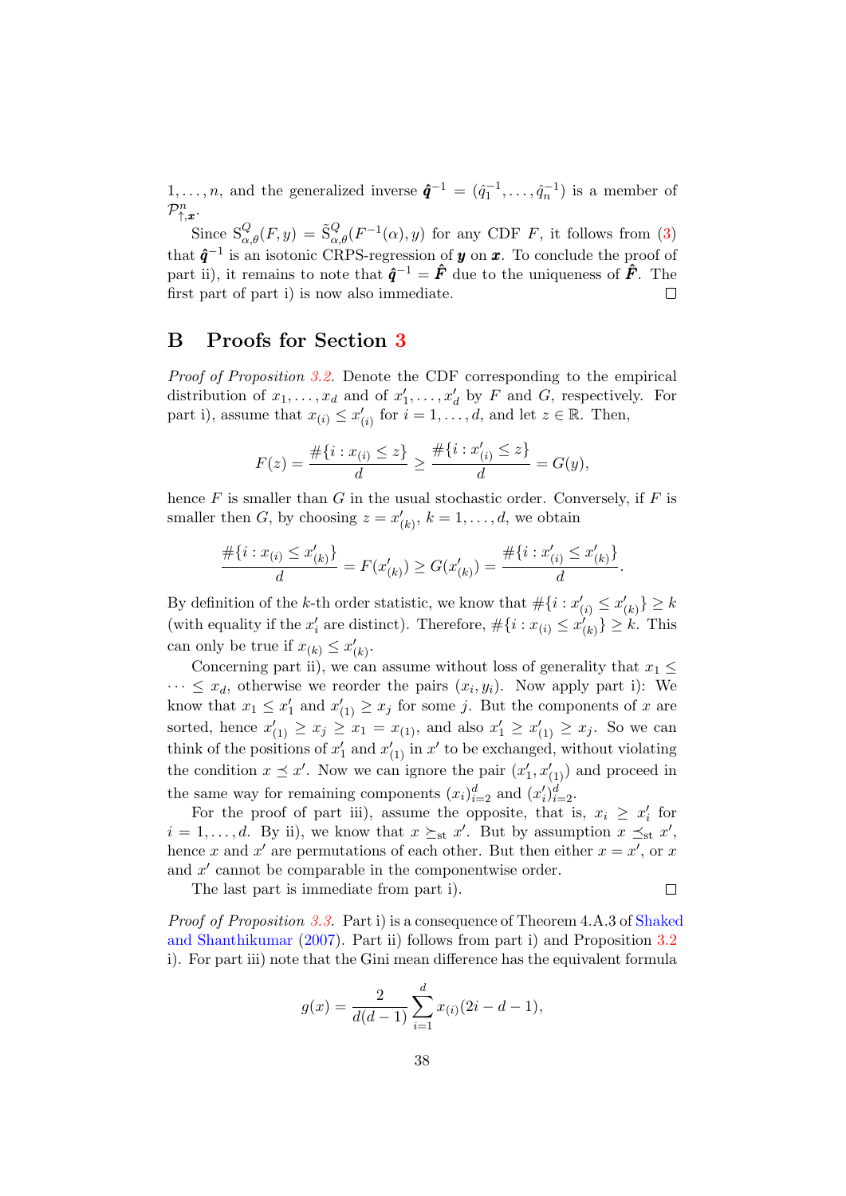$1, \dots, n$, and the generalized inverse $\hat{\boldsymbol{q}}^{-1} = (\hat{q}_1^{-1}, \dots, \hat{q}_n^{-1})$ is a member of $\mathcal{P}^n_{\uparrow, \boldsymbol{x}}$.

Since $\mathrm{S}^Q_{\alpha,\theta}(F, y) = \tilde{\mathrm{S}}^Q_{\alpha,\theta}(F^{-1}(\alpha), y)$ for any CDF $F$, it follows from (3) that $\hat{\boldsymbol{q}}^{-1}$ is an isotonic CRPS-regression of $\boldsymbol{y}$ on $\boldsymbol{x}$. To conclude the proof of part ii), it remains to note that $\hat{\boldsymbol{q}}^{-1} = \hat{\boldsymbol{F}}$ due to the uniqueness of $\hat{\boldsymbol{F}}$. The first part of part i) is now also immediate. □

## B Proofs for Section 3

*Proof of Proposition 3.2.* Denote the CDF corresponding to the empirical distribution of $x_1, \dots, x_d$ and of $x'_1, \dots, x'_d$ by $F$ and $G$, respectively. For part i), assume that $x_{(i)} \leq x'_{(i)}$ for $i = 1, \dots, d$, and let $z \in \mathbb{R}$. Then,

$$F(z) = \frac{\#\{i : x_{(i)} \leq z\}}{d} \geq \frac{\#\{i : x'_{(i)} \leq z\}}{d} = G(y),$$

hence $F$ is smaller than $G$ in the usual stochastic order. Conversely, if $F$ is smaller then $G$, by choosing $z = x'_{(k)}$, $k = 1, \dots, d$, we obtain

$$\frac{\#\{i : x_{(i)} \leq x'_{(k)}\}}{d} = F(x'_{(k)}) \geq G(x'_{(k)}) = \frac{\#\{i : x'_{(i)} \leq x'_{(k)}\}}{d}.$$

By definition of the $k$-th order statistic, we know that $\#\{i : x'_{(i)} \leq x'_{(k)}\} \geq k$ (with equality if the $x'_i$ are distinct). Therefore, $\#\{i : x_{(i)} \leq x'_{(k)}\} \geq k$. This can only be true if $x_{(k)} \leq x'_{(k)}$.

Concerning part ii), we can assume without loss of generality that $x_1 \leq \dots \leq x_d$, otherwise we reorder the pairs $(x_i, y_i)$. Now apply part i): We know that $x_1 \leq x'_1$ and $x'_{(1)} \geq x_j$ for some $j$. But the components of $x$ are sorted, hence $x'_{(1)} \geq x_j \geq x_1 = x_{(1)}$, and also $x'_1 \geq x'_{(1)} \geq x_j$. So we can think of the positions of $x'_1$ and $x'_{(1)}$ in $x'$ to be exchanged, without violating the condition $x \preceq x'$. Now we can ignore the pair $(x'_1, x'_{(1)})$ and proceed in the same way for remaining components $(x_i)_{i=2}^d$ and $(x'_i)_{i=2}^d$.

For the proof of part iii), assume the opposite, that is, $x_i \geq x'_i$ for $i = 1, \dots, d$. By ii), we know that $x \succeq_{\mathrm{st}} x'$. But by assumption $x \preceq_{\mathrm{st}} x'$, hence $x$ and $x'$ are permutations of each other. But then either $x = x'$, or $x$ and $x'$ cannot be comparable in the componentwise order.

The last part is immediate from part i). □

*Proof of Proposition 3.3.* Part i) is a consequence of Theorem 4.A.3 of Shaked and Shanthikumar (2007). Part ii) follows from part i) and Proposition 3.2 i). For part iii) note that the Gini mean difference has the equivalent formula

$$g(x) = \frac{2}{d(d-1)} \sum_{i=1}^{d} x_{(i)}(2i - d - 1),$$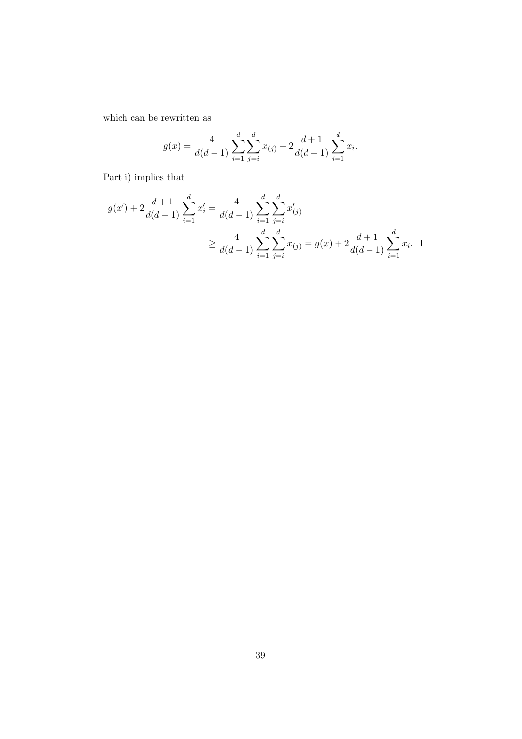which can be rewritten as

$$g(x) = \frac{4}{d(d-1)} \sum_{i=1}^{d} \sum_{j=i}^{d} x_{(j)} - 2\frac{d+1}{d(d-1)} \sum_{i=1}^{d} x_i.$$

Part i) implies that

$$\begin{aligned}
g(x') + 2\frac{d+1}{d(d-1)} \sum_{i=1}^{d} x'_i &= \frac{4}{d(d-1)} \sum_{i=1}^{d} \sum_{j=i}^{d} x'_{(j)} \\
&\geq \frac{4}{d(d-1)} \sum_{i=1}^{d} \sum_{j=i}^{d} x_{(j)} = g(x) + 2\frac{d+1}{d(d-1)} \sum_{i=1}^{d} x_i. \square
\end{aligned}$$